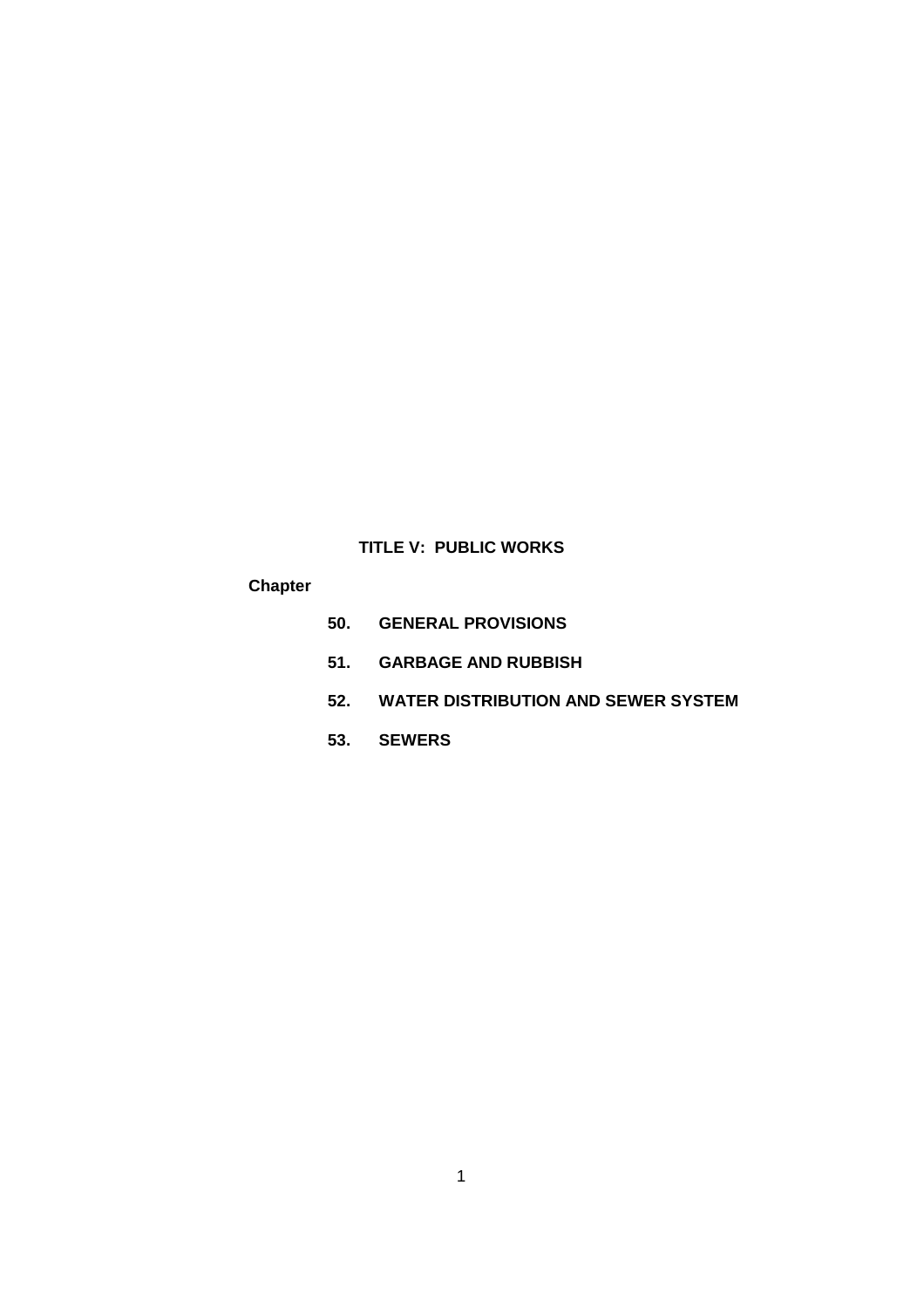# TITLE V: PUBLIC WORKS

**Chapter**

**50. GENERAL PROVISIONS**

**51. GARBAGE AND RUBBISH**

**52. WATER DISTRIBUTION AND SEWER SYSTEM**

**53. SEWERS**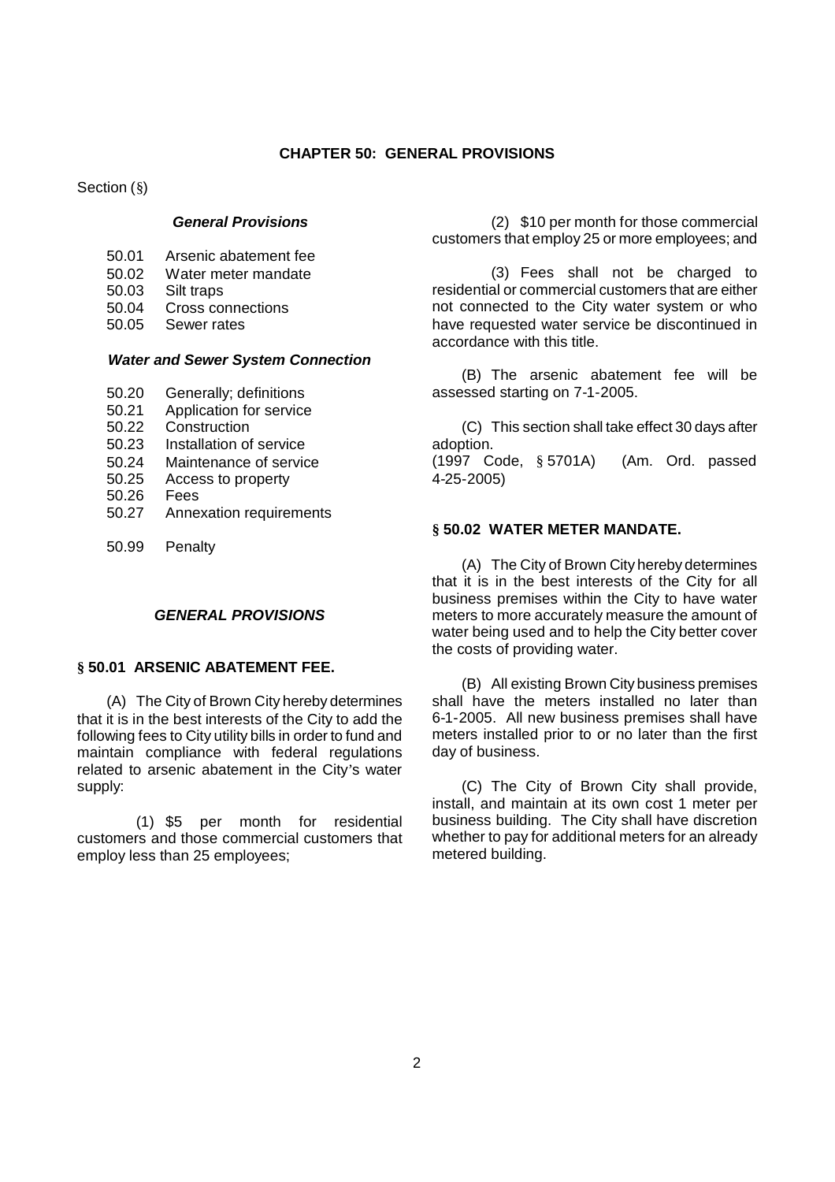# CHAPTER 50: GENERAL PROVISIONS

Section (§)

***General Provisions***

50.01 Arsenic abatement fee
50.02 Water meter mandate
50.03 Silt traps
50.04 Cross connections
50.05 Sewer rates

***Water and Sewer System Connection***

50.20 Generally; definitions
50.21 Application for service
50.22 Construction
50.23 Installation of service
50.24 Maintenance of service
50.25 Access to property
50.26 Fees
50.27 Annexation requirements

50.99 Penalty

## *GENERAL PROVISIONS*

### § 50.01 ARSENIC ABATEMENT FEE.

(A) The City of Brown City hereby determines that it is in the best interests of the City to add the following fees to City utility bills in order to fund and maintain compliance with federal regulations related to arsenic abatement in the City's water supply:

(1) $5 per month for residential customers and those commercial customers that employ less than 25 employees;

(2) $10 per month for those commercial customers that employ 25 or more employees; and

(3) Fees shall not be charged to residential or commercial customers that are either not connected to the City water system or who have requested water service be discontinued in accordance with this title.

(B) The arsenic abatement fee will be assessed starting on 7-1-2005.

(C) This section shall take effect 30 days after adoption.
(1997 Code, § 5701A) (Am. Ord. passed 4-25-2005)

### § 50.02 WATER METER MANDATE.

(A) The City of Brown City hereby determines that it is in the best interests of the City for all business premises within the City to have water meters to more accurately measure the amount of water being used and to help the City better cover the costs of providing water.

(B) All existing Brown City business premises shall have the meters installed no later than 6-1-2005. All new business premises shall have meters installed prior to or no later than the first day of business.

(C) The City of Brown City shall provide, install, and maintain at its own cost 1 meter per business building. The City shall have discretion whether to pay for additional meters for an already metered building.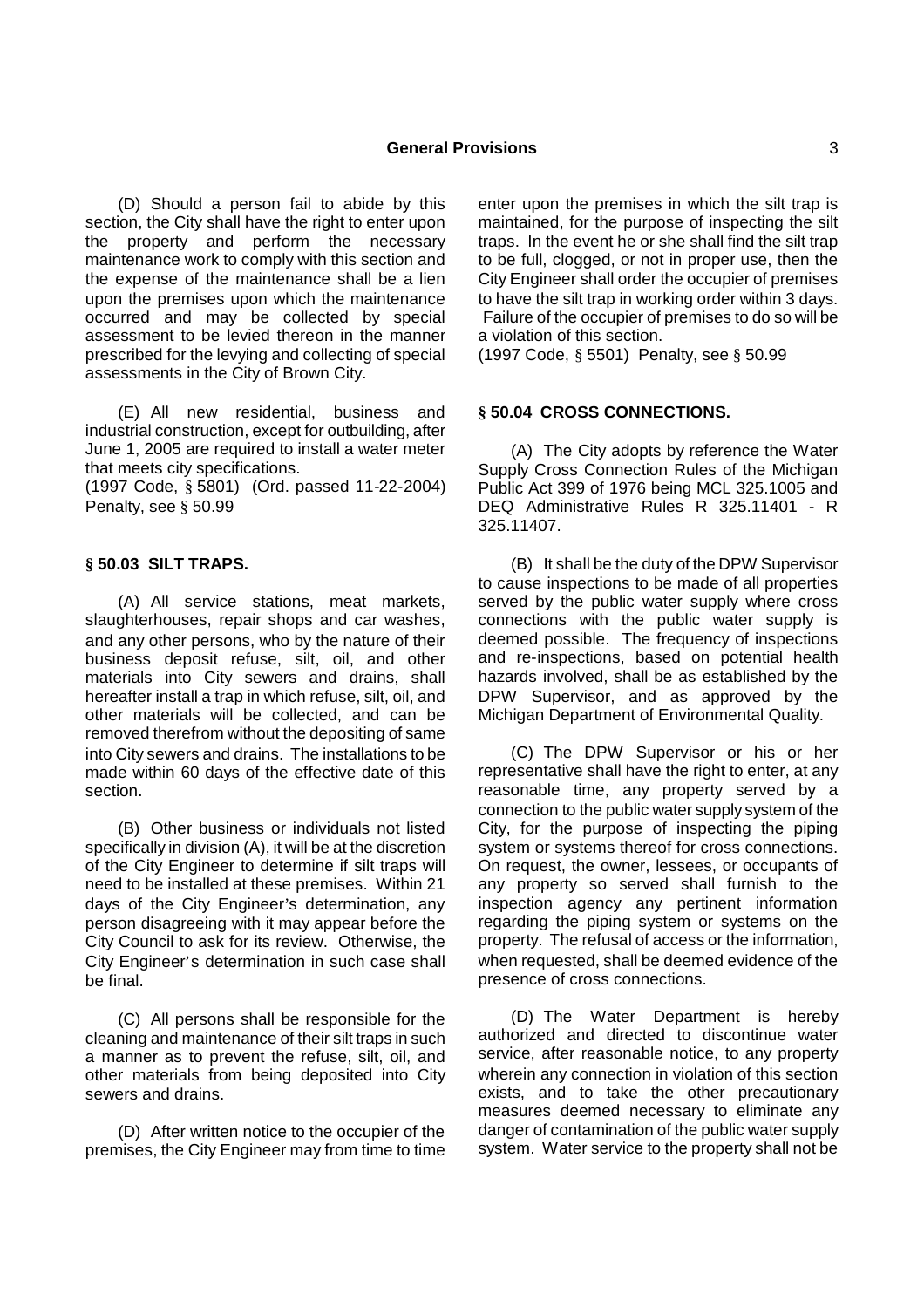(D) Should a person fail to abide by this section, the City shall have the right to enter upon the property and perform the necessary maintenance work to comply with this section and the expense of the maintenance shall be a lien upon the premises upon which the maintenance occurred and may be collected by special assessment to be levied thereon in the manner prescribed for the levying and collecting of special assessments in the City of Brown City.

(E) All new residential, business and industrial construction, except for outbuilding, after June 1, 2005 are required to install a water meter that meets city specifications.

(1997 Code, § 5801) (Ord. passed 11-22-2004) Penalty, see § 50.99

### § 50.03 SILT TRAPS.

(A) All service stations, meat markets, slaughterhouses, repair shops and car washes, and any other persons, who by the nature of their business deposit refuse, silt, oil, and other materials into City sewers and drains, shall hereafter install a trap in which refuse, silt, oil, and other materials will be collected, and can be removed therefrom without the depositing of same into City sewers and drains. The installations to be made within 60 days of the effective date of this section.

(B) Other business or individuals not listed specifically in division (A), it will be at the discretion of the City Engineer to determine if silt traps will need to be installed at these premises. Within 21 days of the City Engineer's determination, any person disagreeing with it may appear before the City Council to ask for its review. Otherwise, the City Engineer's determination in such case shall be final.

(C) All persons shall be responsible for the cleaning and maintenance of their silt traps in such a manner as to prevent the refuse, silt, oil, and other materials from being deposited into City sewers and drains.

(D) After written notice to the occupier of the premises, the City Engineer may from time to time enter upon the premises in which the silt trap is maintained, for the purpose of inspecting the silt traps. In the event he or she shall find the silt trap to be full, clogged, or not in proper use, then the City Engineer shall order the occupier of premises to have the silt trap in working order within 3 days. Failure of the occupier of premises to do so will be a violation of this section.

(1997 Code, § 5501) Penalty, see § 50.99

### § 50.04 CROSS CONNECTIONS.

(A) The City adopts by reference the Water Supply Cross Connection Rules of the Michigan Public Act 399 of 1976 being MCL 325.1005 and DEQ Administrative Rules R 325.11401 - R 325.11407.

(B) It shall be the duty of the DPW Supervisor to cause inspections to be made of all properties served by the public water supply where cross connections with the public water supply is deemed possible. The frequency of inspections and re-inspections, based on potential health hazards involved, shall be as established by the DPW Supervisor, and as approved by the Michigan Department of Environmental Quality.

(C) The DPW Supervisor or his or her representative shall have the right to enter, at any reasonable time, any property served by a connection to the public water supply system of the City, for the purpose of inspecting the piping system or systems thereof for cross connections. On request, the owner, lessees, or occupants of any property so served shall furnish to the inspection agency any pertinent information regarding the piping system or systems on the property. The refusal of access or the information, when requested, shall be deemed evidence of the presence of cross connections.

(D) The Water Department is hereby authorized and directed to discontinue water service, after reasonable notice, to any property wherein any connection in violation of this section exists, and to take the other precautionary measures deemed necessary to eliminate any danger of contamination of the public water supply system. Water service to the property shall not be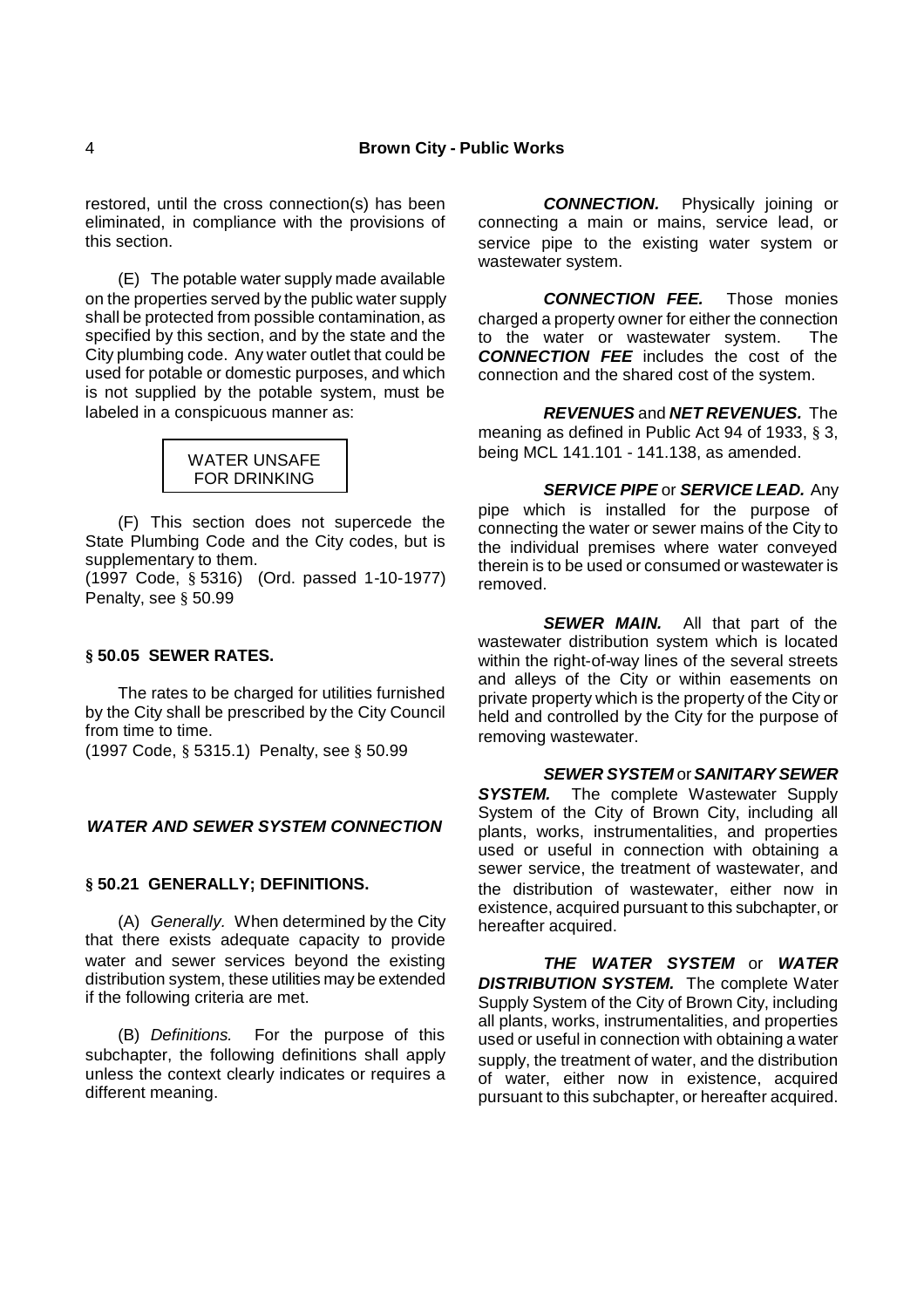restored, until the cross connection(s) has been eliminated, in compliance with the provisions of this section.

(E) The potable water supply made available on the properties served by the public water supply shall be protected from possible contamination, as specified by this section, and by the state and the City plumbing code. Any water outlet that could be used for potable or domestic purposes, and which is not supplied by the potable system, must be labeled in a conspicuous manner as:

WATER UNSAFE
FOR DRINKING

(F) This section does not supercede the State Plumbing Code and the City codes, but is supplementary to them.
(1997 Code, § 5316) (Ord. passed 1-10-1977) Penalty, see § 50.99

### § 50.05 SEWER RATES.

The rates to be charged for utilities furnished by the City shall be prescribed by the City Council from time to time.
(1997 Code, § 5315.1) Penalty, see § 50.99

## *WATER AND SEWER SYSTEM CONNECTION*

### § 50.21 GENERALLY; DEFINITIONS.

(A) *Generally.* When determined by the City that there exists adequate capacity to provide water and sewer services beyond the existing distribution system, these utilities may be extended if the following criteria are met.

(B) *Definitions.* For the purpose of this subchapter, the following definitions shall apply unless the context clearly indicates or requires a different meaning.

***CONNECTION.*** Physically joining or connecting a main or mains, service lead, or service pipe to the existing water system or wastewater system.

***CONNECTION FEE.*** Those monies charged a property owner for either the connection to the water or wastewater system. The ***CONNECTION FEE*** includes the cost of the connection and the shared cost of the system.

***REVENUES*** and ***NET REVENUES.*** The meaning as defined in Public Act 94 of 1933, § 3, being MCL 141.101 - 141.138, as amended.

***SERVICE PIPE*** or ***SERVICE LEAD.*** Any pipe which is installed for the purpose of connecting the water or sewer mains of the City to the individual premises where water conveyed therein is to be used or consumed or wastewater is removed.

***SEWER MAIN.*** All that part of the wastewater distribution system which is located within the right-of-way lines of the several streets and alleys of the City or within easements on private property which is the property of the City or held and controlled by the City for the purpose of removing wastewater.

***SEWER SYSTEM*** or ***SANITARY SEWER SYSTEM.*** The complete Wastewater Supply System of the City of Brown City, including all plants, works, instrumentalities, and properties used or useful in connection with obtaining a sewer service, the treatment of wastewater, and the distribution of wastewater, either now in existence, acquired pursuant to this subchapter, or hereafter acquired.

***THE WATER SYSTEM*** or ***WATER DISTRIBUTION SYSTEM.*** The complete Water Supply System of the City of Brown City, including all plants, works, instrumentalities, and properties used or useful in connection with obtaining a water supply, the treatment of water, and the distribution of water, either now in existence, acquired pursuant to this subchapter, or hereafter acquired.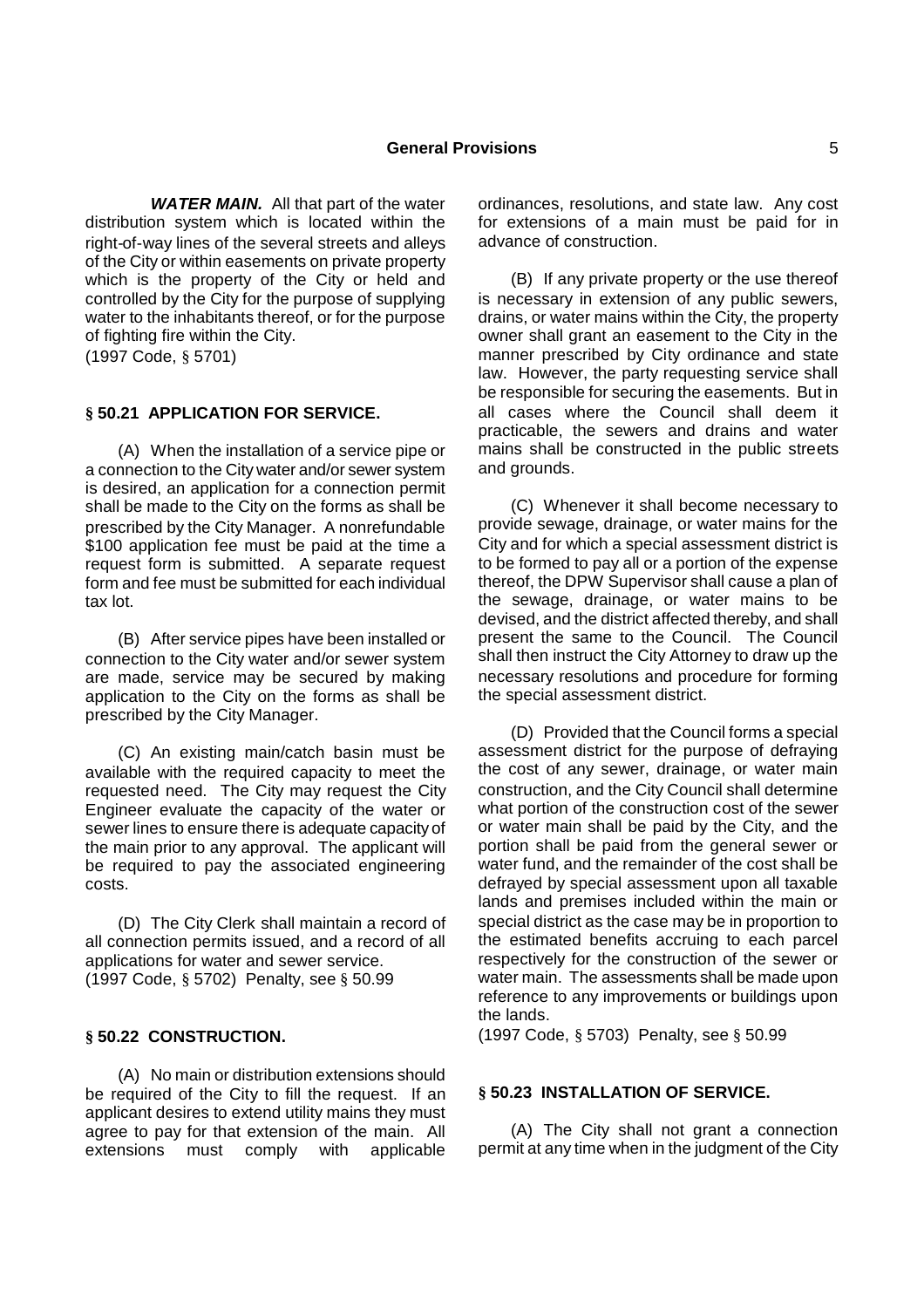***WATER MAIN.*** All that part of the water distribution system which is located within the right-of-way lines of the several streets and alleys of the City or within easements on private property which is the property of the City or held and controlled by the City for the purpose of supplying water to the inhabitants thereof, or for the purpose of fighting fire within the City.
(1997 Code, § 5701)

## § 50.21 APPLICATION FOR SERVICE.

(A) When the installation of a service pipe or a connection to the City water and/or sewer system is desired, an application for a connection permit shall be made to the City on the forms as shall be prescribed by the City Manager. A nonrefundable $100 application fee must be paid at the time a request form is submitted. A separate request form and fee must be submitted for each individual tax lot.

(B) After service pipes have been installed or connection to the City water and/or sewer system are made, service may be secured by making application to the City on the forms as shall be prescribed by the City Manager.

(C) An existing main/catch basin must be available with the required capacity to meet the requested need. The City may request the City Engineer evaluate the capacity of the water or sewer lines to ensure there is adequate capacity of the main prior to any approval. The applicant will be required to pay the associated engineering costs.

(D) The City Clerk shall maintain a record of all connection permits issued, and a record of all applications for water and sewer service.
(1997 Code, § 5702) Penalty, see § 50.99

## § 50.22 CONSTRUCTION.

(A) No main or distribution extensions should be required of the City to fill the request. If an applicant desires to extend utility mains they must agree to pay for that extension of the main. All extensions must comply with applicable ordinances, resolutions, and state law. Any cost for extensions of a main must be paid for in advance of construction.

(B) If any private property or the use thereof is necessary in extension of any public sewers, drains, or water mains within the City, the property owner shall grant an easement to the City in the manner prescribed by City ordinance and state law. However, the party requesting service shall be responsible for securing the easements. But in all cases where the Council shall deem it practicable, the sewers and drains and water mains shall be constructed in the public streets and grounds.

(C) Whenever it shall become necessary to provide sewage, drainage, or water mains for the City and for which a special assessment district is to be formed to pay all or a portion of the expense thereof, the DPW Supervisor shall cause a plan of the sewage, drainage, or water mains to be devised, and the district affected thereby, and shall present the same to the Council. The Council shall then instruct the City Attorney to draw up the necessary resolutions and procedure for forming the special assessment district.

(D) Provided that the Council forms a special assessment district for the purpose of defraying the cost of any sewer, drainage, or water main construction, and the City Council shall determine what portion of the construction cost of the sewer or water main shall be paid by the City, and the portion shall be paid from the general sewer or water fund, and the remainder of the cost shall be defrayed by special assessment upon all taxable lands and premises included within the main or special district as the case may be in proportion to the estimated benefits accruing to each parcel respectively for the construction of the sewer or water main. The assessments shall be made upon reference to any improvements or buildings upon the lands.
(1997 Code, § 5703) Penalty, see § 50.99

## § 50.23 INSTALLATION OF SERVICE.

(A) The City shall not grant a connection permit at any time when in the judgment of the City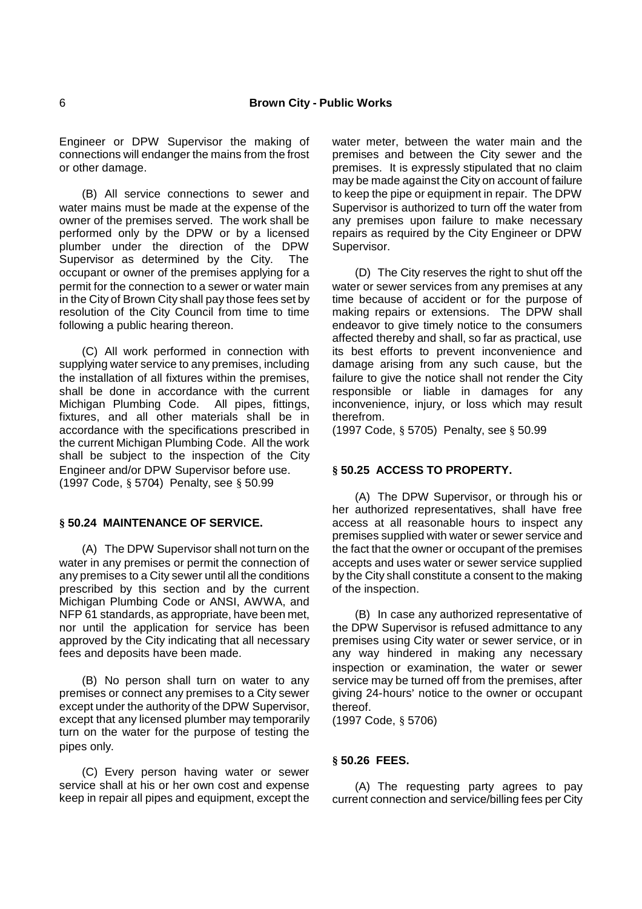Engineer or DPW Supervisor the making of connections will endanger the mains from the frost or other damage.

(B) All service connections to sewer and water mains must be made at the expense of the owner of the premises served. The work shall be performed only by the DPW or by a licensed plumber under the direction of the DPW Supervisor as determined by the City. The occupant or owner of the premises applying for a permit for the connection to a sewer or water main in the City of Brown City shall pay those fees set by resolution of the City Council from time to time following a public hearing thereon.

(C) All work performed in connection with supplying water service to any premises, including the installation of all fixtures within the premises, shall be done in accordance with the current Michigan Plumbing Code. All pipes, fittings, fixtures, and all other materials shall be in accordance with the specifications prescribed in the current Michigan Plumbing Code. All the work shall be subject to the inspection of the City Engineer and/or DPW Supervisor before use.
(1997 Code, § 5704) Penalty, see § 50.99

### § 50.24 MAINTENANCE OF SERVICE.

(A) The DPW Supervisor shall not turn on the water in any premises or permit the connection of any premises to a City sewer until all the conditions prescribed by this section and by the current Michigan Plumbing Code or ANSI, AWWA, and NFP 61 standards, as appropriate, have been met, nor until the application for service has been approved by the City indicating that all necessary fees and deposits have been made.

(B) No person shall turn on water to any premises or connect any premises to a City sewer except under the authority of the DPW Supervisor, except that any licensed plumber may temporarily turn on the water for the purpose of testing the pipes only.

(C) Every person having water or sewer service shall at his or her own cost and expense keep in repair all pipes and equipment, except the water meter, between the water main and the premises and between the City sewer and the premises. It is expressly stipulated that no claim may be made against the City on account of failure to keep the pipe or equipment in repair. The DPW Supervisor is authorized to turn off the water from any premises upon failure to make necessary repairs as required by the City Engineer or DPW Supervisor.

(D) The City reserves the right to shut off the water or sewer services from any premises at any time because of accident or for the purpose of making repairs or extensions. The DPW shall endeavor to give timely notice to the consumers affected thereby and shall, so far as practical, use its best efforts to prevent inconvenience and damage arising from any such cause, but the failure to give the notice shall not render the City responsible or liable in damages for any inconvenience, injury, or loss which may result therefrom.
(1997 Code, § 5705) Penalty, see § 50.99

### § 50.25 ACCESS TO PROPERTY.

(A) The DPW Supervisor, or through his or her authorized representatives, shall have free access at all reasonable hours to inspect any premises supplied with water or sewer service and the fact that the owner or occupant of the premises accepts and uses water or sewer service supplied by the City shall constitute a consent to the making of the inspection.

(B) In case any authorized representative of the DPW Supervisor is refused admittance to any premises using City water or sewer service, or in any way hindered in making any necessary inspection or examination, the water or sewer service may be turned off from the premises, after giving 24-hours' notice to the owner or occupant thereof.
(1997 Code, § 5706)

### § 50.26 FEES.

(A) The requesting party agrees to pay current connection and service/billing fees per City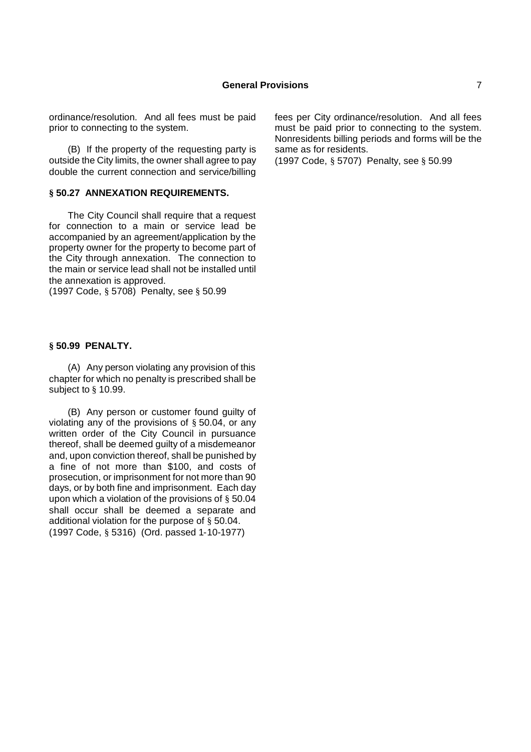ordinance/resolution. And all fees must be paid prior to connecting to the system.

(B) If the property of the requesting party is outside the City limits, the owner shall agree to pay double the current connection and service/billing fees per City ordinance/resolution. And all fees must be paid prior to connecting to the system. Nonresidents billing periods and forms will be the same as for residents.
(1997 Code, § 5707) Penalty, see § 50.99

### § 50.27 ANNEXATION REQUIREMENTS.

The City Council shall require that a request for connection to a main or service lead be accompanied by an agreement/application by the property owner for the property to become part of the City through annexation. The connection to the main or service lead shall not be installed until the annexation is approved.
(1997 Code, § 5708) Penalty, see § 50.99

### § 50.99 PENALTY.

(A) Any person violating any provision of this chapter for which no penalty is prescribed shall be subject to § 10.99.

(B) Any person or customer found guilty of violating any of the provisions of § 50.04, or any written order of the City Council in pursuance thereof, shall be deemed guilty of a misdemeanor and, upon conviction thereof, shall be punished by a fine of not more than $100, and costs of prosecution, or imprisonment for not more than 90 days, or by both fine and imprisonment. Each day upon which a violation of the provisions of § 50.04 shall occur shall be deemed a separate and additional violation for the purpose of § 50.04.
(1997 Code, § 5316) (Ord. passed 1-10-1977)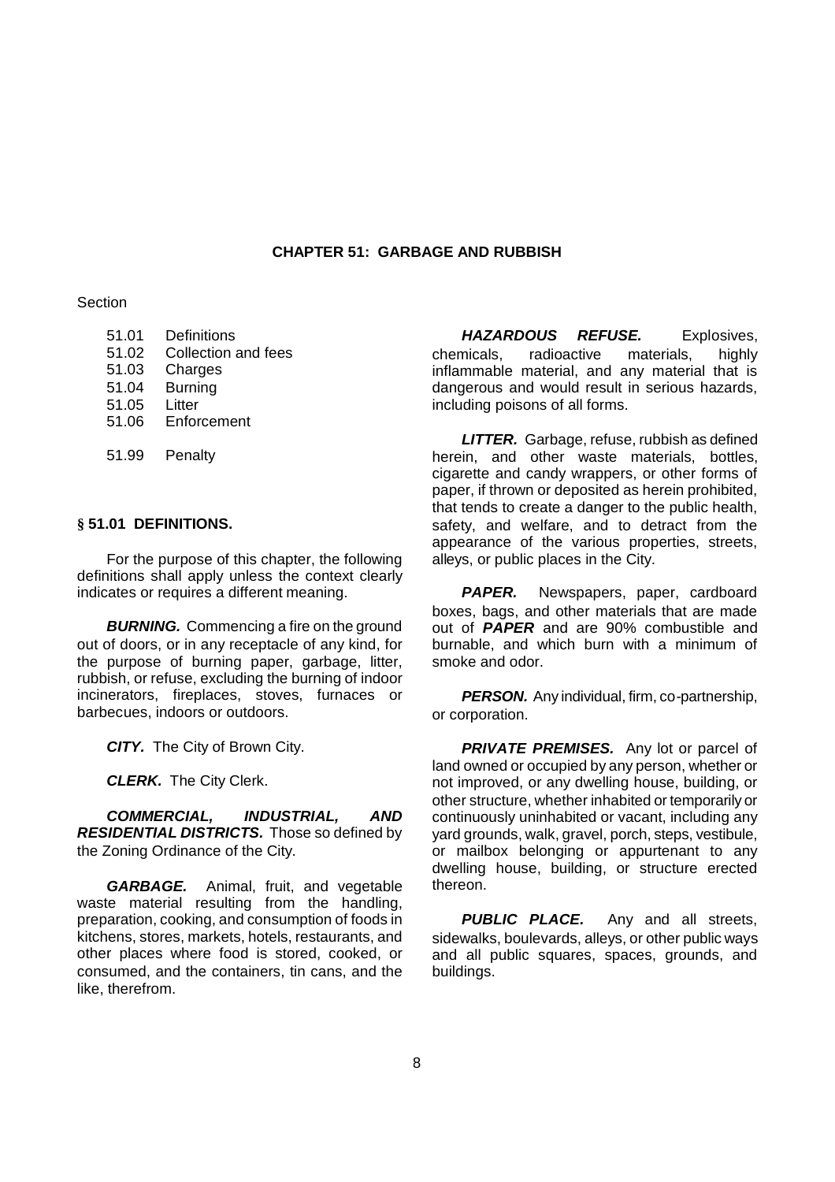# CHAPTER 51: GARBAGE AND RUBBISH

Section

- 51.01 Definitions
- 51.02 Collection and fees
- 51.03 Charges
- 51.04 Burning
- 51.05 Litter
- 51.06 Enforcement

- 51.99 Penalty

## § 51.01 DEFINITIONS.

For the purpose of this chapter, the following definitions shall apply unless the context clearly indicates or requires a different meaning.

***BURNING.*** Commencing a fire on the ground out of doors, or in any receptacle of any kind, for the purpose of burning paper, garbage, litter, rubbish, or refuse, excluding the burning of indoor incinerators, fireplaces, stoves, furnaces or barbecues, indoors or outdoors.

***CITY.*** The City of Brown City.

***CLERK.*** The City Clerk.

***COMMERCIAL, INDUSTRIAL, AND RESIDENTIAL DISTRICTS.*** Those so defined by the Zoning Ordinance of the City.

***GARBAGE.*** Animal, fruit, and vegetable waste material resulting from the handling, preparation, cooking, and consumption of foods in kitchens, stores, markets, hotels, restaurants, and other places where food is stored, cooked, or consumed, and the containers, tin cans, and the like, therefrom.

***HAZARDOUS REFUSE.*** Explosives, chemicals, radioactive materials, highly inflammable material, and any material that is dangerous and would result in serious hazards, including poisons of all forms.

***LITTER.*** Garbage, refuse, rubbish as defined herein, and other waste materials, bottles, cigarette and candy wrappers, or other forms of paper, if thrown or deposited as herein prohibited, that tends to create a danger to the public health, safety, and welfare, and to detract from the appearance of the various properties, streets, alleys, or public places in the City.

***PAPER.*** Newspapers, paper, cardboard boxes, bags, and other materials that are made out of ***PAPER*** and are 90% combustible and burnable, and which burn with a minimum of smoke and odor.

***PERSON.*** Any individual, firm, co-partnership, or corporation.

***PRIVATE PREMISES.*** Any lot or parcel of land owned or occupied by any person, whether or not improved, or any dwelling house, building, or other structure, whether inhabited or temporarily or continuously uninhabited or vacant, including any yard grounds, walk, gravel, porch, steps, vestibule, or mailbox belonging or appurtenant to any dwelling house, building, or structure erected thereon.

***PUBLIC PLACE.*** Any and all streets, sidewalks, boulevards, alleys, or other public ways and all public squares, spaces, grounds, and buildings.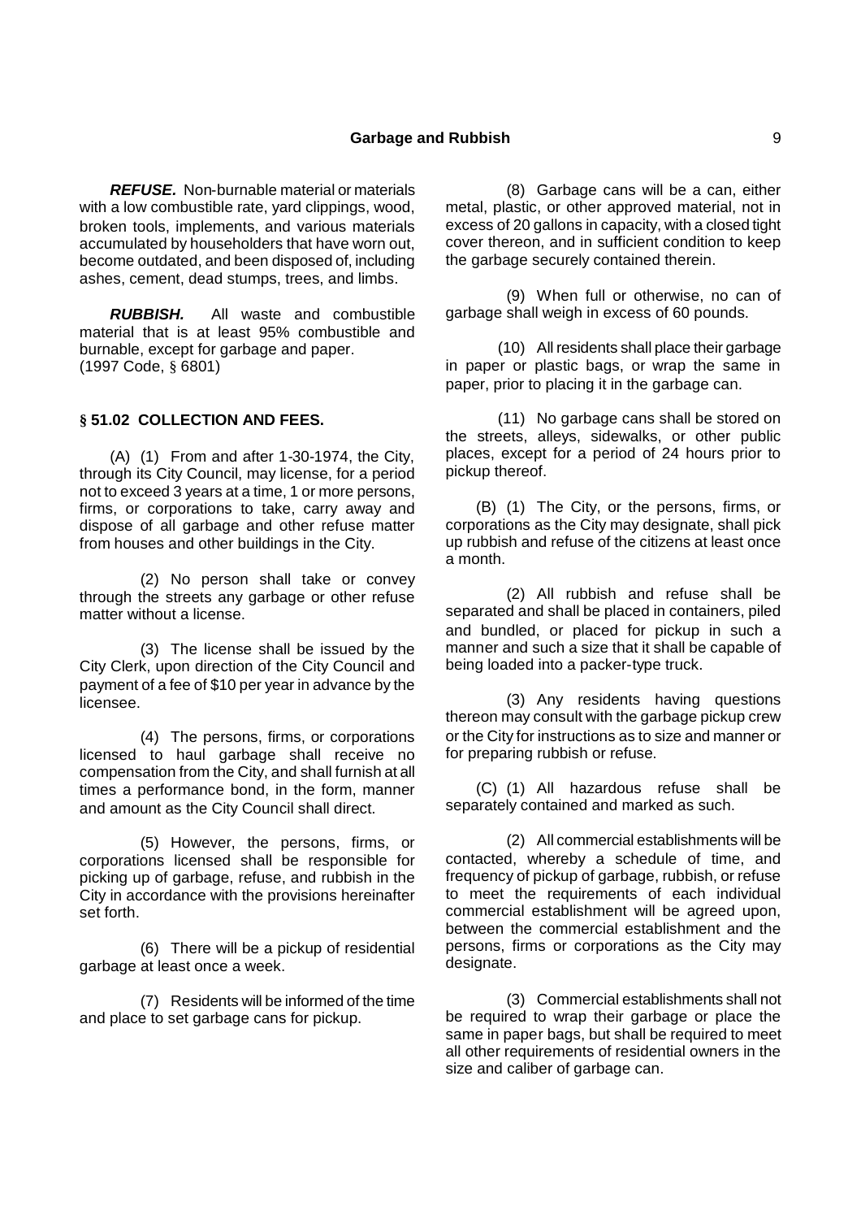***REFUSE.*** Non-burnable material or materials with a low combustible rate, yard clippings, wood, broken tools, implements, and various materials accumulated by householders that have worn out, become outdated, and been disposed of, including ashes, cement, dead stumps, trees, and limbs.

***RUBBISH.*** All waste and combustible material that is at least 95% combustible and burnable, except for garbage and paper.
(1997 Code, § 6801)

**§ 51.02 COLLECTION AND FEES.**

(A) (1) From and after 1-30-1974, the City, through its City Council, may license, for a period not to exceed 3 years at a time, 1 or more persons, firms, or corporations to take, carry away and dispose of all garbage and other refuse matter from houses and other buildings in the City.

(2) No person shall take or convey through the streets any garbage or other refuse matter without a license.

(3) The license shall be issued by the City Clerk, upon direction of the City Council and payment of a fee of $10 per year in advance by the licensee.

(4) The persons, firms, or corporations licensed to haul garbage shall receive no compensation from the City, and shall furnish at all times a performance bond, in the form, manner and amount as the City Council shall direct.

(5) However, the persons, firms, or corporations licensed shall be responsible for picking up of garbage, refuse, and rubbish in the City in accordance with the provisions hereinafter set forth.

(6) There will be a pickup of residential garbage at least once a week.

(7) Residents will be informed of the time and place to set garbage cans for pickup.

(8) Garbage cans will be a can, either metal, plastic, or other approved material, not in excess of 20 gallons in capacity, with a closed tight cover thereon, and in sufficient condition to keep the garbage securely contained therein.

(9) When full or otherwise, no can of garbage shall weigh in excess of 60 pounds.

(10) All residents shall place their garbage in paper or plastic bags, or wrap the same in paper, prior to placing it in the garbage can.

(11) No garbage cans shall be stored on the streets, alleys, sidewalks, or other public places, except for a period of 24 hours prior to pickup thereof.

(B) (1) The City, or the persons, firms, or corporations as the City may designate, shall pick up rubbish and refuse of the citizens at least once a month.

(2) All rubbish and refuse shall be separated and shall be placed in containers, piled and bundled, or placed for pickup in such a manner and such a size that it shall be capable of being loaded into a packer-type truck.

(3) Any residents having questions thereon may consult with the garbage pickup crew or the City for instructions as to size and manner or for preparing rubbish or refuse.

(C) (1) All hazardous refuse shall be separately contained and marked as such.

(2) All commercial establishments will be contacted, whereby a schedule of time, and frequency of pickup of garbage, rubbish, or refuse to meet the requirements of each individual commercial establishment will be agreed upon, between the commercial establishment and the persons, firms or corporations as the City may designate.

(3) Commercial establishments shall not be required to wrap their garbage or place the same in paper bags, but shall be required to meet all other requirements of residential owners in the size and caliber of garbage can.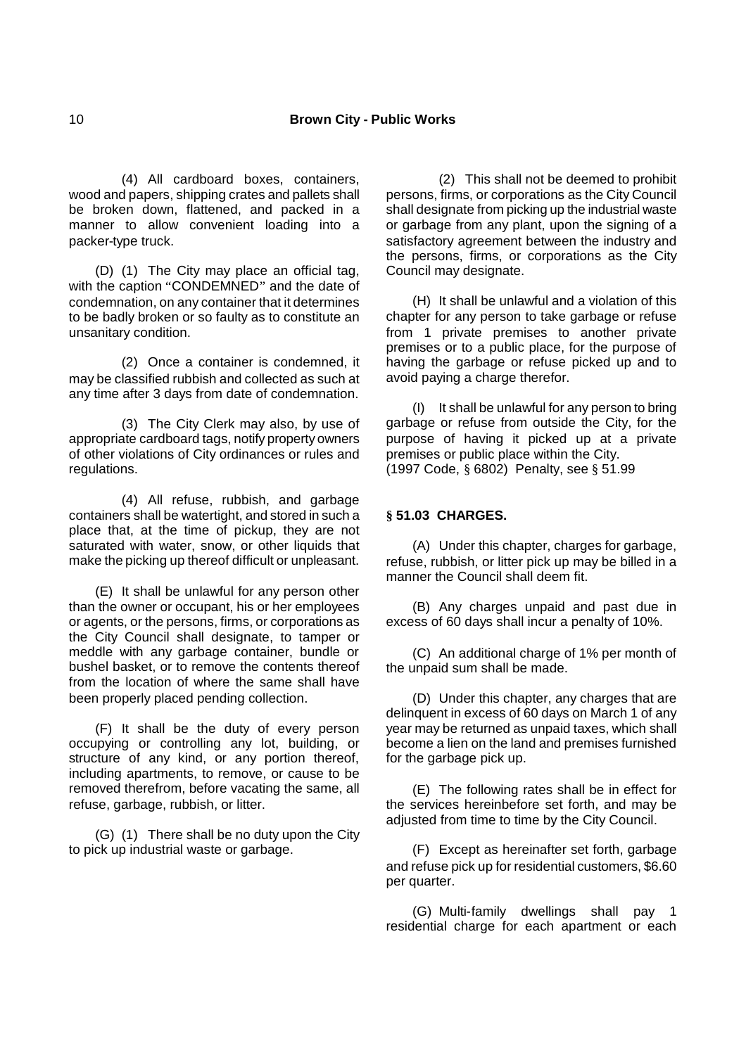(4) All cardboard boxes, containers, wood and papers, shipping crates and pallets shall be broken down, flattened, and packed in a manner to allow convenient loading into a packer-type truck.

(D) (1) The City may place an official tag, with the caption "CONDEMNED" and the date of condemnation, on any container that it determines to be badly broken or so faulty as to constitute an unsanitary condition.

(2) Once a container is condemned, it may be classified rubbish and collected as such at any time after 3 days from date of condemnation.

(3) The City Clerk may also, by use of appropriate cardboard tags, notify property owners of other violations of City ordinances or rules and regulations.

(4) All refuse, rubbish, and garbage containers shall be watertight, and stored in such a place that, at the time of pickup, they are not saturated with water, snow, or other liquids that make the picking up thereof difficult or unpleasant.

(E) It shall be unlawful for any person other than the owner or occupant, his or her employees or agents, or the persons, firms, or corporations as the City Council shall designate, to tamper or meddle with any garbage container, bundle or bushel basket, or to remove the contents thereof from the location of where the same shall have been properly placed pending collection.

(F) It shall be the duty of every person occupying or controlling any lot, building, or structure of any kind, or any portion thereof, including apartments, to remove, or cause to be removed therefrom, before vacating the same, all refuse, garbage, rubbish, or litter.

(G) (1) There shall be no duty upon the City to pick up industrial waste or garbage.

(2) This shall not be deemed to prohibit persons, firms, or corporations as the City Council shall designate from picking up the industrial waste or garbage from any plant, upon the signing of a satisfactory agreement between the industry and the persons, firms, or corporations as the City Council may designate.

(H) It shall be unlawful and a violation of this chapter for any person to take garbage or refuse from 1 private premises to another private premises or to a public place, for the purpose of having the garbage or refuse picked up and to avoid paying a charge therefor.

(I) It shall be unlawful for any person to bring garbage or refuse from outside the City, for the purpose of having it picked up at a private premises or public place within the City.
(1997 Code, § 6802) Penalty, see § 51.99

### § 51.03 CHARGES.

(A) Under this chapter, charges for garbage, refuse, rubbish, or litter pick up may be billed in a manner the Council shall deem fit.

(B) Any charges unpaid and past due in excess of 60 days shall incur a penalty of 10%.

(C) An additional charge of 1% per month of the unpaid sum shall be made.

(D) Under this chapter, any charges that are delinquent in excess of 60 days on March 1 of any year may be returned as unpaid taxes, which shall become a lien on the land and premises furnished for the garbage pick up.

(E) The following rates shall be in effect for the services hereinbefore set forth, and may be adjusted from time to time by the City Council.

(F) Except as hereinafter set forth, garbage and refuse pick up for residential customers, $6.60 per quarter.

(G) Multi-family dwellings shall pay 1 residential charge for each apartment or each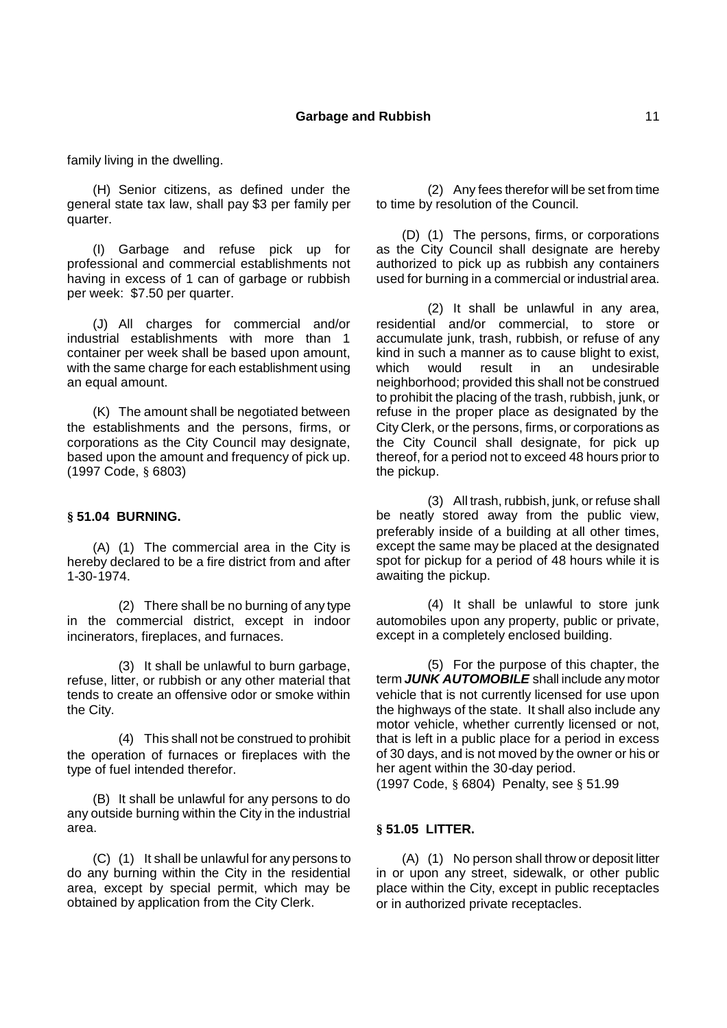family living in the dwelling.

(H) Senior citizens, as defined under the general state tax law, shall pay $3 per family per quarter.

(I) Garbage and refuse pick up for professional and commercial establishments not having in excess of 1 can of garbage or rubbish per week: $7.50 per quarter.

(J) All charges for commercial and/or industrial establishments with more than 1 container per week shall be based upon amount, with the same charge for each establishment using an equal amount.

(K) The amount shall be negotiated between the establishments and the persons, firms, or corporations as the City Council may designate, based upon the amount and frequency of pick up.
(1997 Code, § 6803)

### § 51.04 BURNING.

(A) (1) The commercial area in the City is hereby declared to be a fire district from and after 1-30-1974.

(2) There shall be no burning of any type in the commercial district, except in indoor incinerators, fireplaces, and furnaces.

(3) It shall be unlawful to burn garbage, refuse, litter, or rubbish or any other material that tends to create an offensive odor or smoke within the City.

(4) This shall not be construed to prohibit the operation of furnaces or fireplaces with the type of fuel intended therefor.

(B) It shall be unlawful for any persons to do any outside burning within the City in the industrial area.

(C) (1) It shall be unlawful for any persons to do any burning within the City in the residential area, except by special permit, which may be obtained by application from the City Clerk.

(2) Any fees therefor will be set from time to time by resolution of the Council.

(D) (1) The persons, firms, or corporations as the City Council shall designate are hereby authorized to pick up as rubbish any containers used for burning in a commercial or industrial area.

(2) It shall be unlawful in any area, residential and/or commercial, to store or accumulate junk, trash, rubbish, or refuse of any kind in such a manner as to cause blight to exist, which would result in an undesirable neighborhood; provided this shall not be construed to prohibit the placing of the trash, rubbish, junk, or refuse in the proper place as designated by the City Clerk, or the persons, firms, or corporations as the City Council shall designate, for pick up thereof, for a period not to exceed 48 hours prior to the pickup.

(3) All trash, rubbish, junk, or refuse shall be neatly stored away from the public view, preferably inside of a building at all other times, except the same may be placed at the designated spot for pickup for a period of 48 hours while it is awaiting the pickup.

(4) It shall be unlawful to store junk automobiles upon any property, public or private, except in a completely enclosed building.

(5) For the purpose of this chapter, the term ***JUNK AUTOMOBILE*** shall include any motor vehicle that is not currently licensed for use upon the highways of the state. It shall also include any motor vehicle, whether currently licensed or not, that is left in a public place for a period in excess of 30 days, and is not moved by the owner or his or her agent within the 30-day period.
(1997 Code, § 6804) Penalty, see § 51.99

### § 51.05 LITTER.

(A) (1) No person shall throw or deposit litter in or upon any street, sidewalk, or other public place within the City, except in public receptacles or in authorized private receptacles.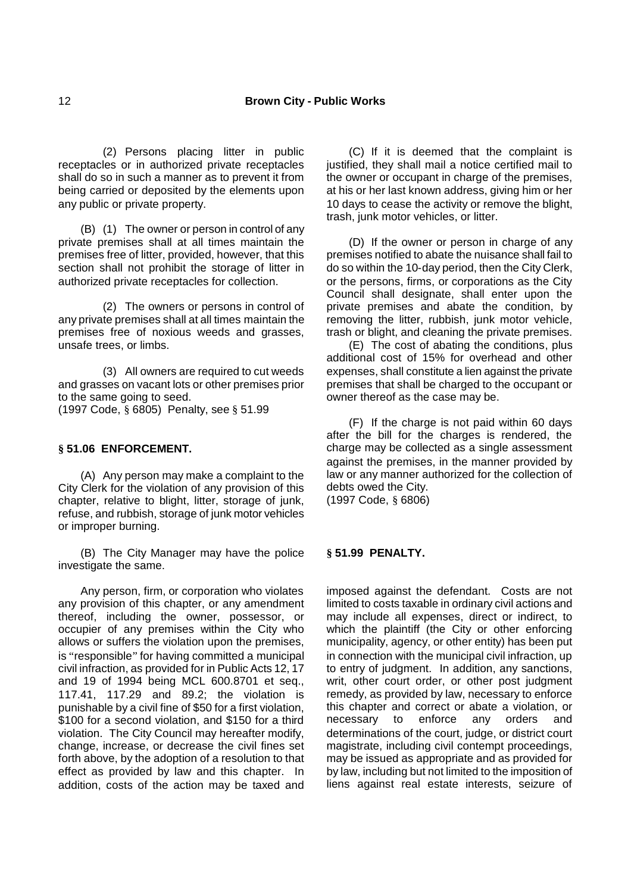(2) Persons placing litter in public receptacles or in authorized private receptacles shall do so in such a manner as to prevent it from being carried or deposited by the elements upon any public or private property.

(B) (1) The owner or person in control of any private premises shall at all times maintain the premises free of litter, provided, however, that this section shall not prohibit the storage of litter in authorized private receptacles for collection.

(2) The owners or persons in control of any private premises shall at all times maintain the premises free of noxious weeds and grasses, unsafe trees, or limbs.

(3) All owners are required to cut weeds and grasses on vacant lots or other premises prior to the same going to seed.
(1997 Code, § 6805) Penalty, see § 51.99

### § 51.06 ENFORCEMENT.

(A) Any person may make a complaint to the City Clerk for the violation of any provision of this chapter, relative to blight, litter, storage of junk, refuse, and rubbish, storage of junk motor vehicles or improper burning.

(B) The City Manager may have the police investigate the same.

(C) If it is deemed that the complaint is justified, they shall mail a notice certified mail to the owner or occupant in charge of the premises, at his or her last known address, giving him or her 10 days to cease the activity or remove the blight, trash, junk motor vehicles, or litter.

(D) If the owner or person in charge of any premises notified to abate the nuisance shall fail to do so within the 10-day period, then the City Clerk, or the persons, firms, or corporations as the City Council shall designate, shall enter upon the private premises and abate the condition, by removing the litter, rubbish, junk motor vehicle, trash or blight, and cleaning the private premises.

(E) The cost of abating the conditions, plus additional cost of 15% for overhead and other expenses, shall constitute a lien against the private premises that shall be charged to the occupant or owner thereof as the case may be.

(F) If the charge is not paid within 60 days after the bill for the charges is rendered, the charge may be collected as a single assessment against the premises, in the manner provided by law or any manner authorized for the collection of debts owed the City.
(1997 Code, § 6806)

### § 51.99 PENALTY.

Any person, firm, or corporation who violates any provision of this chapter, or any amendment thereof, including the owner, possessor, or occupier of any premises within the City who allows or suffers the violation upon the premises, is "responsible" for having committed a municipal civil infraction, as provided for in Public Acts 12, 17 and 19 of 1994 being MCL 600.8701 et seq., 117.41, 117.29 and 89.2; the violation is punishable by a civil fine of $50 for a first violation, $100 for a second violation, and $150 for a third violation. The City Council may hereafter modify, change, increase, or decrease the civil fines set forth above, by the adoption of a resolution to that effect as provided by law and this chapter. In addition, costs of the action may be taxed and imposed against the defendant. Costs are not limited to costs taxable in ordinary civil actions and may include all expenses, direct or indirect, to which the plaintiff (the City or other enforcing municipality, agency, or other entity) has been put in connection with the municipal civil infraction, up to entry of judgment. In addition, any sanctions, writ, other court order, or other post judgment remedy, as provided by law, necessary to enforce this chapter and correct or abate a violation, or necessary to enforce any orders and determinations of the court, judge, or district court magistrate, including civil contempt proceedings, may be issued as appropriate and as provided for by law, including but not limited to the imposition of liens against real estate interests, seizure of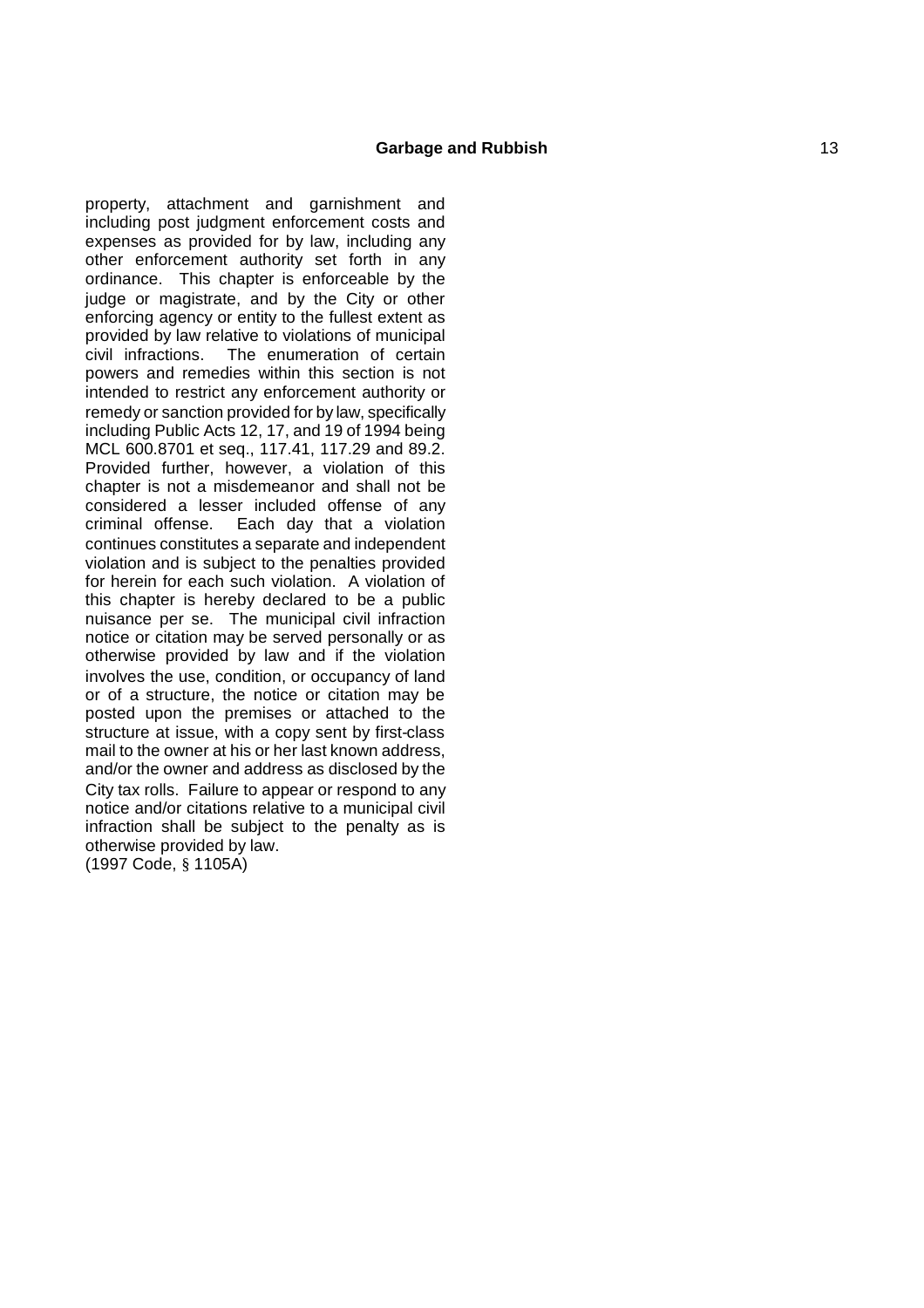property, attachment and garnishment and including post judgment enforcement costs and expenses as provided for by law, including any other enforcement authority set forth in any ordinance. This chapter is enforceable by the judge or magistrate, and by the City or other enforcing agency or entity to the fullest extent as provided by law relative to violations of municipal civil infractions. The enumeration of certain powers and remedies within this section is not intended to restrict any enforcement authority or remedy or sanction provided for by law, specifically including Public Acts 12, 17, and 19 of 1994 being MCL 600.8701 et seq., 117.41, 117.29 and 89.2. Provided further, however, a violation of this chapter is not a misdemeanor and shall not be considered a lesser included offense of any criminal offense. Each day that a violation continues constitutes a separate and independent violation and is subject to the penalties provided for herein for each such violation. A violation of this chapter is hereby declared to be a public nuisance per se. The municipal civil infraction notice or citation may be served personally or as otherwise provided by law and if the violation involves the use, condition, or occupancy of land or of a structure, the notice or citation may be posted upon the premises or attached to the structure at issue, with a copy sent by first-class mail to the owner at his or her last known address, and/or the owner and address as disclosed by the City tax rolls. Failure to appear or respond to any notice and/or citations relative to a municipal civil infraction shall be subject to the penalty as is otherwise provided by law.
(1997 Code, § 1105A)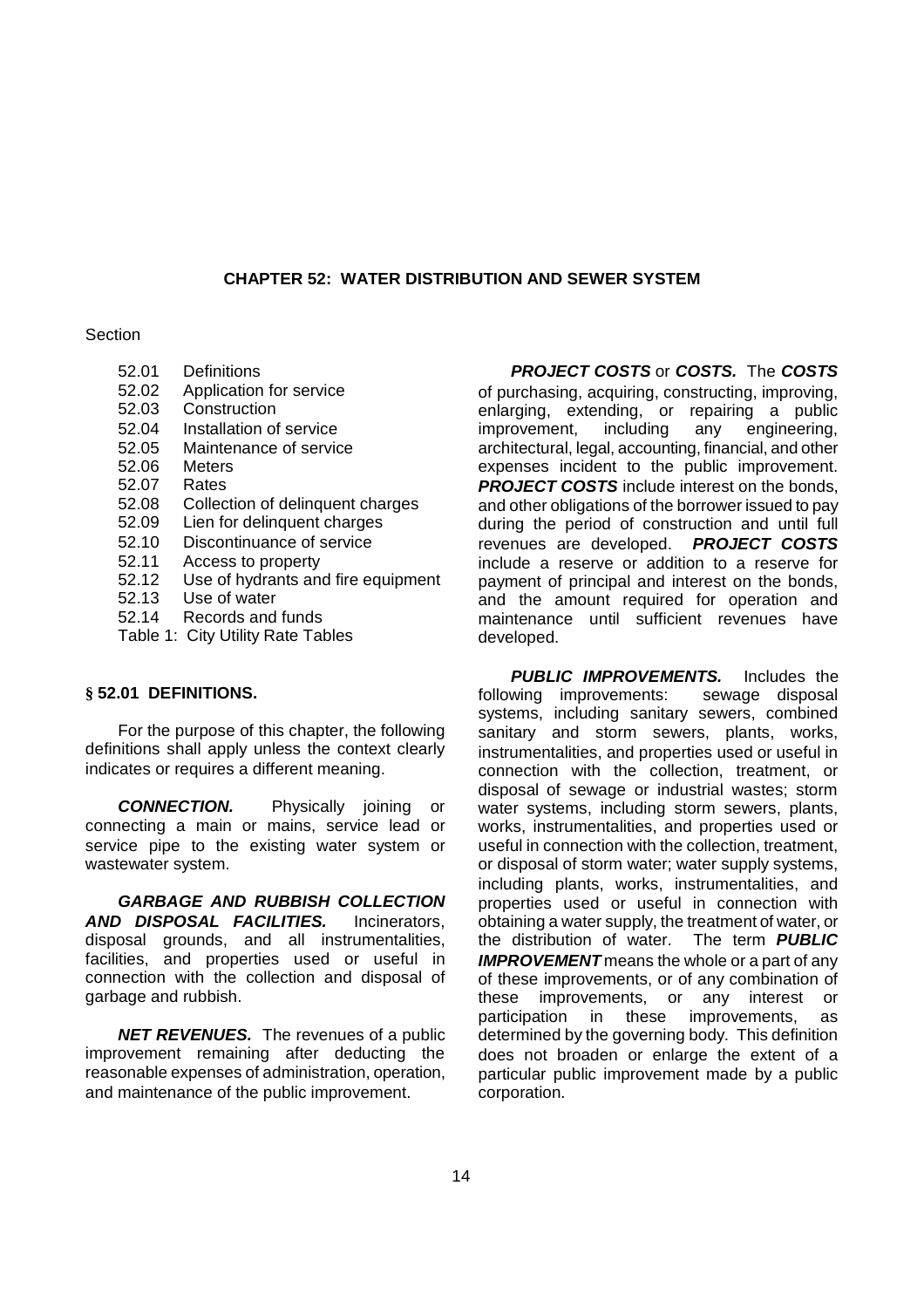# CHAPTER 52: WATER DISTRIBUTION AND SEWER SYSTEM

Section

- 52.01 Definitions
- 52.02 Application for service
- 52.03 Construction
- 52.04 Installation of service
- 52.05 Maintenance of service
- 52.06 Meters
- 52.07 Rates
- 52.08 Collection of delinquent charges
- 52.09 Lien for delinquent charges
- 52.10 Discontinuance of service
- 52.11 Access to property
- 52.12 Use of hydrants and fire equipment
- 52.13 Use of water
- 52.14 Records and funds

Table 1: City Utility Rate Tables

## § 52.01 DEFINITIONS.

For the purpose of this chapter, the following definitions shall apply unless the context clearly indicates or requires a different meaning.

***CONNECTION.*** Physically joining or connecting a main or mains, service lead or service pipe to the existing water system or wastewater system.

***GARBAGE AND RUBBISH COLLECTION AND DISPOSAL FACILITIES.*** Incinerators, disposal grounds, and all instrumentalities, facilities, and properties used or useful in connection with the collection and disposal of garbage and rubbish.

***NET REVENUES.*** The revenues of a public improvement remaining after deducting the reasonable expenses of administration, operation, and maintenance of the public improvement.

***PROJECT COSTS*** or ***COSTS.*** The ***COSTS*** of purchasing, acquiring, constructing, improving, enlarging, extending, or repairing a public improvement, including any engineering, architectural, legal, accounting, financial, and other expenses incident to the public improvement. ***PROJECT COSTS*** include interest on the bonds, and other obligations of the borrower issued to pay during the period of construction and until full revenues are developed. ***PROJECT COSTS*** include a reserve or addition to a reserve for payment of principal and interest on the bonds, and the amount required for operation and maintenance until sufficient revenues have developed.

***PUBLIC IMPROVEMENTS.*** Includes the following improvements: sewage disposal systems, including sanitary sewers, combined sanitary and storm sewers, plants, works, instrumentalities, and properties used or useful in connection with the collection, treatment, or disposal of sewage or industrial wastes; storm water systems, including storm sewers, plants, works, instrumentalities, and properties used or useful in connection with the collection, treatment, or disposal of storm water; water supply systems, including plants, works, instrumentalities, and properties used or useful in connection with obtaining a water supply, the treatment of water, or the distribution of water. The term ***PUBLIC IMPROVEMENT*** means the whole or a part of any of these improvements, or of any combination of these improvements, or any interest or participation in these improvements, as determined by the governing body. This definition does not broaden or enlarge the extent of a particular public improvement made by a public corporation.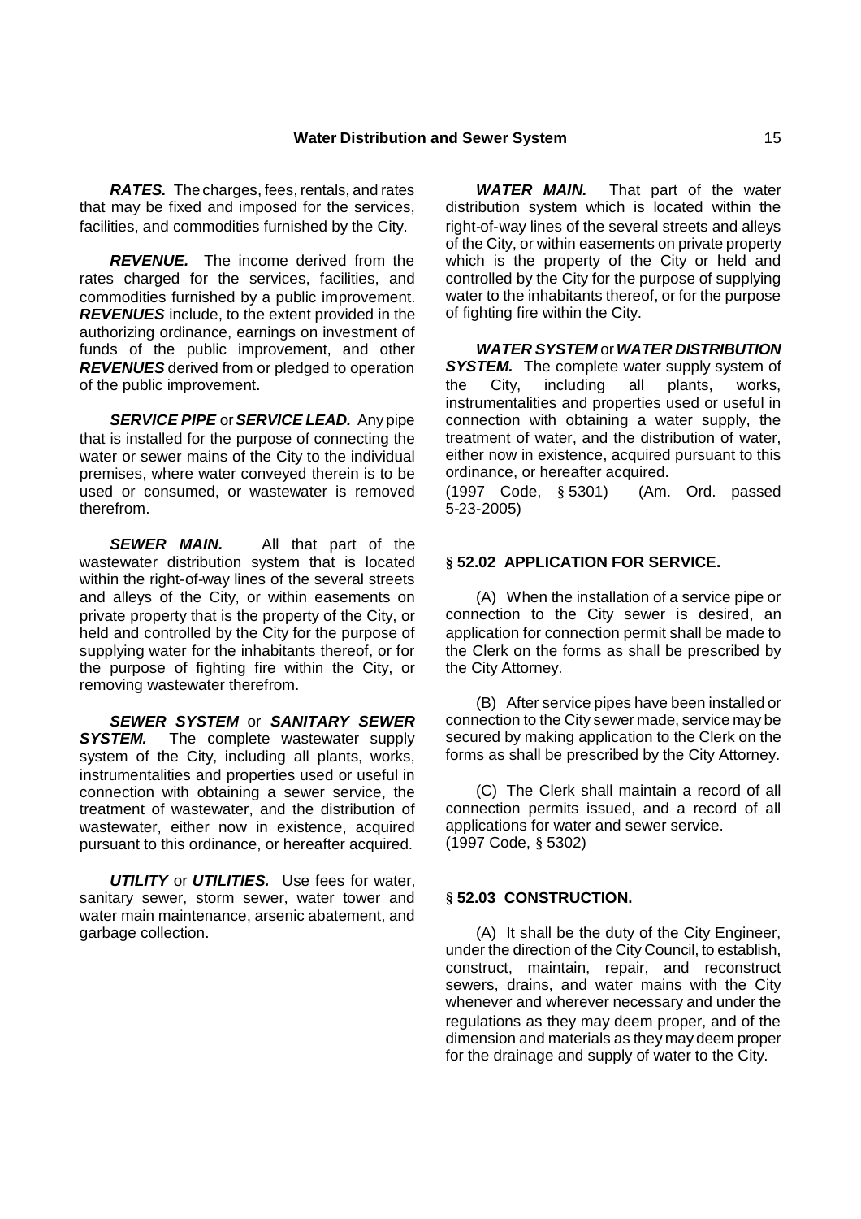***RATES.*** The charges, fees, rentals, and rates that may be fixed and imposed for the services, facilities, and commodities furnished by the City.

***REVENUE.*** The income derived from the rates charged for the services, facilities, and commodities furnished by a public improvement. ***REVENUES*** include, to the extent provided in the authorizing ordinance, earnings on investment of funds of the public improvement, and other ***REVENUES*** derived from or pledged to operation of the public improvement.

***SERVICE PIPE*** or ***SERVICE LEAD.*** Any pipe that is installed for the purpose of connecting the water or sewer mains of the City to the individual premises, where water conveyed therein is to be used or consumed, or wastewater is removed therefrom.

***SEWER MAIN.*** All that part of the wastewater distribution system that is located within the right-of-way lines of the several streets and alleys of the City, or within easements on private property that is the property of the City, or held and controlled by the City for the purpose of supplying water for the inhabitants thereof, or for the purpose of fighting fire within the City, or removing wastewater therefrom.

***SEWER SYSTEM*** or ***SANITARY SEWER SYSTEM.*** The complete wastewater supply system of the City, including all plants, works, instrumentalities and properties used or useful in connection with obtaining a sewer service, the treatment of wastewater, and the distribution of wastewater, either now in existence, acquired pursuant to this ordinance, or hereafter acquired.

***UTILITY*** or ***UTILITIES.*** Use fees for water, sanitary sewer, storm sewer, water tower and water main maintenance, arsenic abatement, and garbage collection.

***WATER MAIN.*** That part of the water distribution system which is located within the right-of-way lines of the several streets and alleys of the City, or within easements on private property which is the property of the City or held and controlled by the City for the purpose of supplying water to the inhabitants thereof, or for the purpose of fighting fire within the City.

***WATER SYSTEM*** or ***WATER DISTRIBUTION SYSTEM.*** The complete water supply system of the City, including all plants, works, instrumentalities and properties used or useful in connection with obtaining a water supply, the treatment of water, and the distribution of water, either now in existence, acquired pursuant to this ordinance, or hereafter acquired.
(1997 Code, § 5301) (Am. Ord. passed 5-23-2005)

## § 52.02 APPLICATION FOR SERVICE.

(A) When the installation of a service pipe or connection to the City sewer is desired, an application for connection permit shall be made to the Clerk on the forms as shall be prescribed by the City Attorney.

(B) After service pipes have been installed or connection to the City sewer made, service may be secured by making application to the Clerk on the forms as shall be prescribed by the City Attorney.

(C) The Clerk shall maintain a record of all connection permits issued, and a record of all applications for water and sewer service.
(1997 Code, § 5302)

## § 52.03 CONSTRUCTION.

(A) It shall be the duty of the City Engineer, under the direction of the City Council, to establish, construct, maintain, repair, and reconstruct sewers, drains, and water mains with the City whenever and wherever necessary and under the regulations as they may deem proper, and of the dimension and materials as they may deem proper for the drainage and supply of water to the City.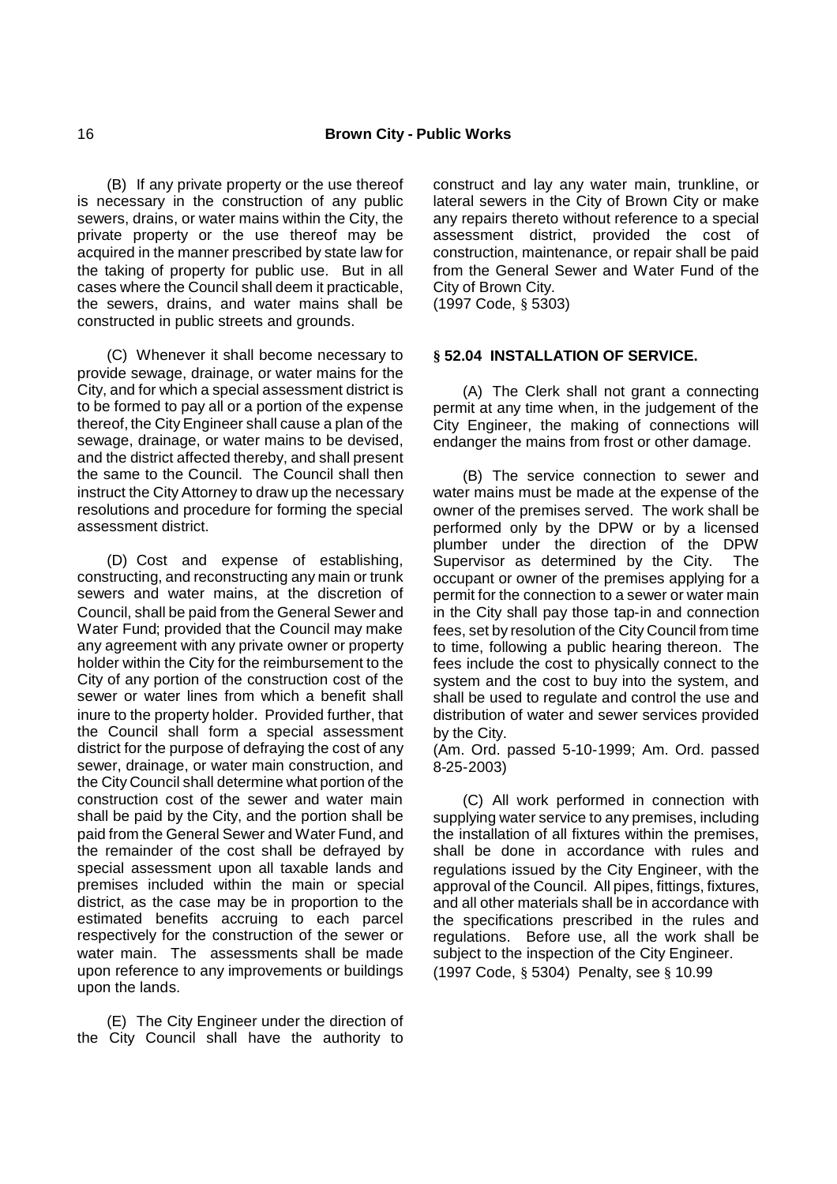(B) If any private property or the use thereof is necessary in the construction of any public sewers, drains, or water mains within the City, the private property or the use thereof may be acquired in the manner prescribed by state law for the taking of property for public use. But in all cases where the Council shall deem it practicable, the sewers, drains, and water mains shall be constructed in public streets and grounds.

(C) Whenever it shall become necessary to provide sewage, drainage, or water mains for the City, and for which a special assessment district is to be formed to pay all or a portion of the expense thereof, the City Engineer shall cause a plan of the sewage, drainage, or water mains to be devised, and the district affected thereby, and shall present the same to the Council. The Council shall then instruct the City Attorney to draw up the necessary resolutions and procedure for forming the special assessment district.

(D) Cost and expense of establishing, constructing, and reconstructing any main or trunk sewers and water mains, at the discretion of Council, shall be paid from the General Sewer and Water Fund; provided that the Council may make any agreement with any private owner or property holder within the City for the reimbursement to the City of any portion of the construction cost of the sewer or water lines from which a benefit shall inure to the property holder. Provided further, that the Council shall form a special assessment district for the purpose of defraying the cost of any sewer, drainage, or water main construction, and the City Council shall determine what portion of the construction cost of the sewer and water main shall be paid by the City, and the portion shall be paid from the General Sewer and Water Fund, and the remainder of the cost shall be defrayed by special assessment upon all taxable lands and premises included within the main or special district, as the case may be in proportion to the estimated benefits accruing to each parcel respectively for the construction of the sewer or water main. The assessments shall be made upon reference to any improvements or buildings upon the lands.

(E) The City Engineer under the direction of the City Council shall have the authority to construct and lay any water main, trunkline, or lateral sewers in the City of Brown City or make any repairs thereto without reference to a special assessment district, provided the cost of construction, maintenance, or repair shall be paid from the General Sewer and Water Fund of the City of Brown City.
(1997 Code, § 5303)

### § 52.04 INSTALLATION OF SERVICE.

(A) The Clerk shall not grant a connecting permit at any time when, in the judgement of the City Engineer, the making of connections will endanger the mains from frost or other damage.

(B) The service connection to sewer and water mains must be made at the expense of the owner of the premises served. The work shall be performed only by the DPW or by a licensed plumber under the direction of the DPW Supervisor as determined by the City. The occupant or owner of the premises applying for a permit for the connection to a sewer or water main in the City shall pay those tap-in and connection fees, set by resolution of the City Council from time to time, following a public hearing thereon. The fees include the cost to physically connect to the system and the cost to buy into the system, and shall be used to regulate and control the use and distribution of water and sewer services provided by the City.
(Am. Ord. passed 5-10-1999; Am. Ord. passed 8-25-2003)

(C) All work performed in connection with supplying water service to any premises, including the installation of all fixtures within the premises, shall be done in accordance with rules and regulations issued by the City Engineer, with the approval of the Council. All pipes, fittings, fixtures, and all other materials shall be in accordance with the specifications prescribed in the rules and regulations. Before use, all the work shall be subject to the inspection of the City Engineer.
(1997 Code, § 5304) Penalty, see § 10.99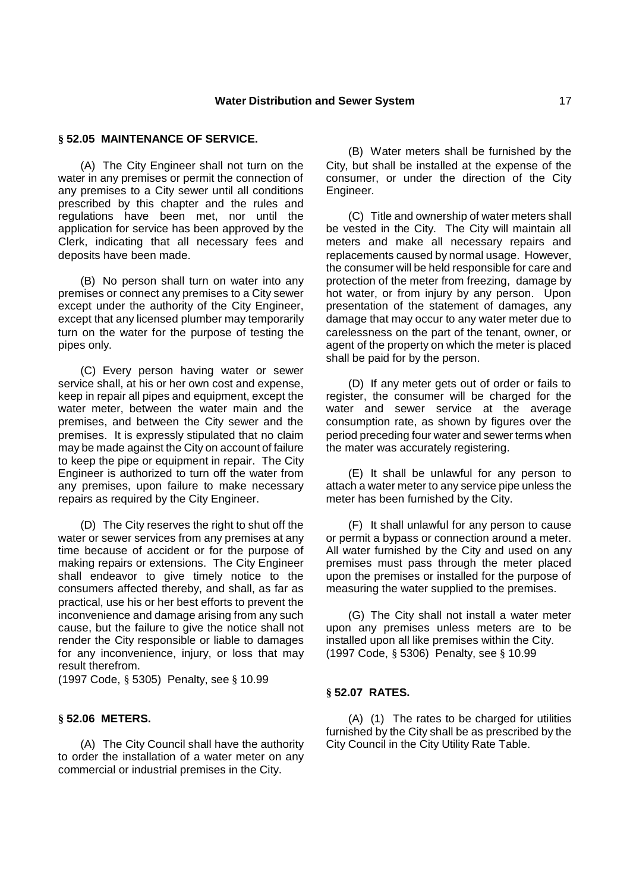## § 52.05 MAINTENANCE OF SERVICE.

(A) The City Engineer shall not turn on the water in any premises or permit the connection of any premises to a City sewer until all conditions prescribed by this chapter and the rules and regulations have been met, nor until the application for service has been approved by the Clerk, indicating that all necessary fees and deposits have been made.

(B) No person shall turn on water into any premises or connect any premises to a City sewer except under the authority of the City Engineer, except that any licensed plumber may temporarily turn on the water for the purpose of testing the pipes only.

(C) Every person having water or sewer service shall, at his or her own cost and expense, keep in repair all pipes and equipment, except the water meter, between the water main and the premises, and between the City sewer and the premises. It is expressly stipulated that no claim may be made against the City on account of failure to keep the pipe or equipment in repair. The City Engineer is authorized to turn off the water from any premises, upon failure to make necessary repairs as required by the City Engineer.

(D) The City reserves the right to shut off the water or sewer services from any premises at any time because of accident or for the purpose of making repairs or extensions. The City Engineer shall endeavor to give timely notice to the consumers affected thereby, and shall, as far as practical, use his or her best efforts to prevent the inconvenience and damage arising from any such cause, but the failure to give the notice shall not render the City responsible or liable to damages for any inconvenience, injury, or loss that may result therefrom.
(1997 Code, § 5305) Penalty, see § 10.99

## § 52.06 METERS.

(A) The City Council shall have the authority to order the installation of a water meter on any commercial or industrial premises in the City.

(B) Water meters shall be furnished by the City, but shall be installed at the expense of the consumer, or under the direction of the City Engineer.

(C) Title and ownership of water meters shall be vested in the City. The City will maintain all meters and make all necessary repairs and replacements caused by normal usage. However, the consumer will be held responsible for care and protection of the meter from freezing, damage by hot water, or from injury by any person. Upon presentation of the statement of damages, any damage that may occur to any water meter due to carelessness on the part of the tenant, owner, or agent of the property on which the meter is placed shall be paid for by the person.

(D) If any meter gets out of order or fails to register, the consumer will be charged for the water and sewer service at the average consumption rate, as shown by figures over the period preceding four water and sewer terms when the mater was accurately registering.

(E) It shall be unlawful for any person to attach a water meter to any service pipe unless the meter has been furnished by the City.

(F) It shall unlawful for any person to cause or permit a bypass or connection around a meter. All water furnished by the City and used on any premises must pass through the meter placed upon the premises or installed for the purpose of measuring the water supplied to the premises.

(G) The City shall not install a water meter upon any premises unless meters are to be installed upon all like premises within the City.
(1997 Code, § 5306) Penalty, see § 10.99

## § 52.07 RATES.

(A) (1) The rates to be charged for utilities furnished by the City shall be as prescribed by the City Council in the City Utility Rate Table.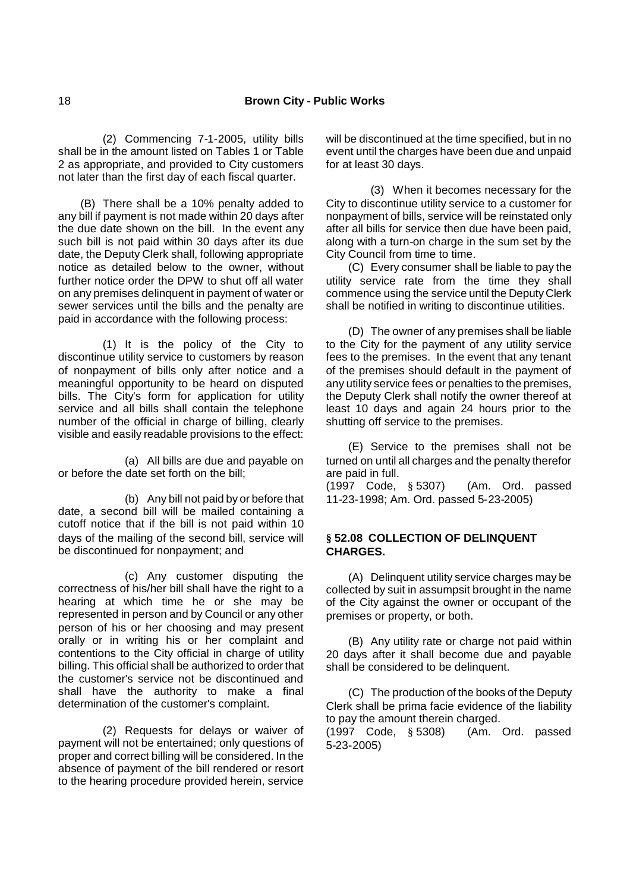(2) Commencing 7-1-2005, utility bills shall be in the amount listed on Tables 1 or Table 2 as appropriate, and provided to City customers not later than the first day of each fiscal quarter.

(B) There shall be a 10% penalty added to any bill if payment is not made within 20 days after the due date shown on the bill. In the event any such bill is not paid within 30 days after its due date, the Deputy Clerk shall, following appropriate notice as detailed below to the owner, without further notice order the DPW to shut off all water on any premises delinquent in payment of water or sewer services until the bills and the penalty are paid in accordance with the following process:

(1) It is the policy of the City to discontinue utility service to customers by reason of nonpayment of bills only after notice and a meaningful opportunity to be heard on disputed bills. The City's form for application for utility service and all bills shall contain the telephone number of the official in charge of billing, clearly visible and easily readable provisions to the effect:

(a) All bills are due and payable on or before the date set forth on the bill;

(b) Any bill not paid by or before that date, a second bill will be mailed containing a cutoff notice that if the bill is not paid within 10 days of the mailing of the second bill, service will be discontinued for nonpayment; and

(c) Any customer disputing the correctness of his/her bill shall have the right to a hearing at which time he or she may be represented in person and by Council or any other person of his or her choosing and may present orally or in writing his or her complaint and contentions to the City official in charge of utility billing. This official shall be authorized to order that the customer's service not be discontinued and shall have the authority to make a final determination of the customer's complaint.

(2) Requests for delays or waiver of payment will not be entertained; only questions of proper and correct billing will be considered. In the absence of payment of the bill rendered or resort to the hearing procedure provided herein, service will be discontinued at the time specified, but in no event until the charges have been due and unpaid for at least 30 days.

(3) When it becomes necessary for the City to discontinue utility service to a customer for nonpayment of bills, service will be reinstated only after all bills for service then due have been paid, along with a turn-on charge in the sum set by the City Council from time to time.

(C) Every consumer shall be liable to pay the utility service rate from the time they shall commence using the service until the Deputy Clerk shall be notified in writing to discontinue utilities.

(D) The owner of any premises shall be liable to the City for the payment of any utility service fees to the premises. In the event that any tenant of the premises should default in the payment of any utility service fees or penalties to the premises, the Deputy Clerk shall notify the owner thereof at least 10 days and again 24 hours prior to the shutting off service to the premises.

(E) Service to the premises shall not be turned on until all charges and the penalty therefor are paid in full.

(1997 Code, § 5307) (Am. Ord. passed 11-23-1998; Am. Ord. passed 5-23-2005)

### § 52.08 COLLECTION OF DELINQUENT CHARGES.

(A) Delinquent utility service charges may be collected by suit in assumpsit brought in the name of the City against the owner or occupant of the premises or property, or both.

(B) Any utility rate or charge not paid within 20 days after it shall become due and payable shall be considered to be delinquent.

(C) The production of the books of the Deputy Clerk shall be prima facie evidence of the liability to pay the amount therein charged.

(1997 Code, § 5308) (Am. Ord. passed 5-23-2005)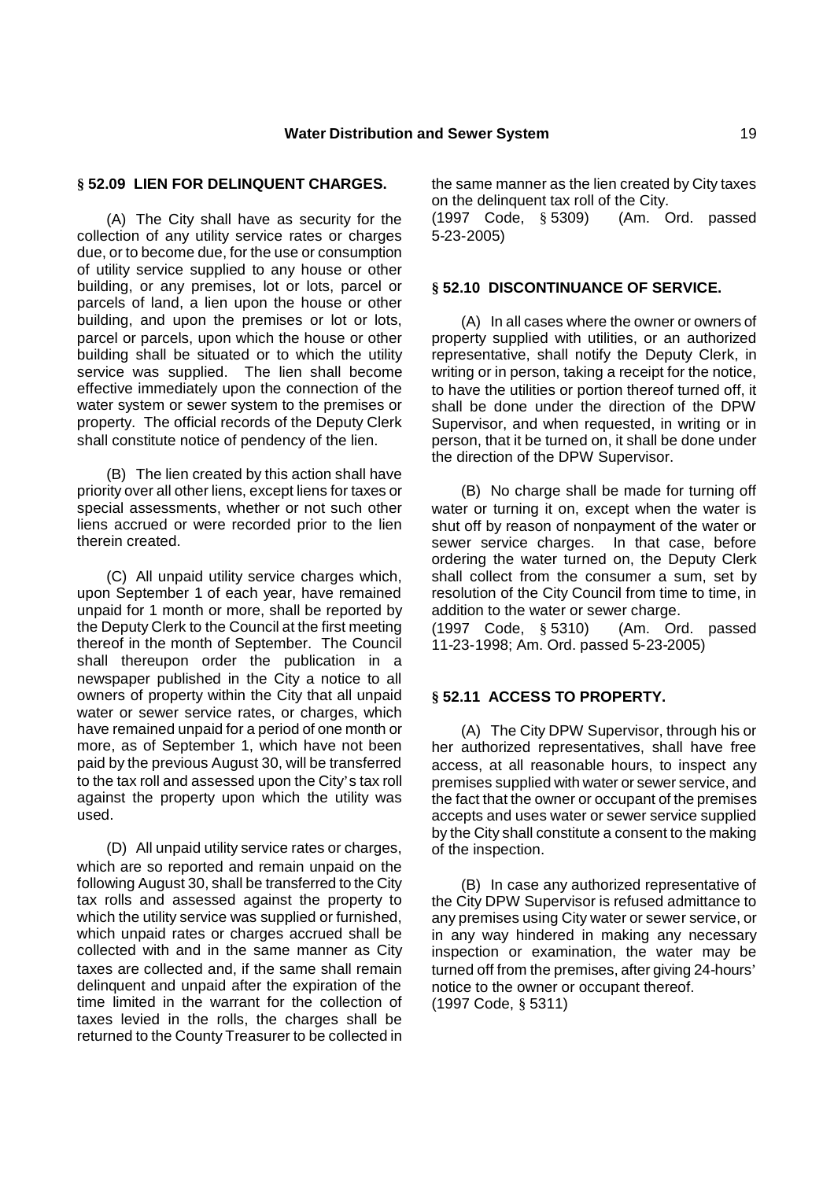### § 52.09 LIEN FOR DELINQUENT CHARGES.

(A) The City shall have as security for the collection of any utility service rates or charges due, or to become due, for the use or consumption of utility service supplied to any house or other building, or any premises, lot or lots, parcel or parcels of land, a lien upon the house or other building, and upon the premises or lot or lots, parcel or parcels, upon which the house or other building shall be situated or to which the utility service was supplied. The lien shall become effective immediately upon the connection of the water system or sewer system to the premises or property. The official records of the Deputy Clerk shall constitute notice of pendency of the lien.

(B) The lien created by this action shall have priority over all other liens, except liens for taxes or special assessments, whether or not such other liens accrued or were recorded prior to the lien therein created.

(C) All unpaid utility service charges which, upon September 1 of each year, have remained unpaid for 1 month or more, shall be reported by the Deputy Clerk to the Council at the first meeting thereof in the month of September. The Council shall thereupon order the publication in a newspaper published in the City a notice to all owners of property within the City that all unpaid water or sewer service rates, or charges, which have remained unpaid for a period of one month or more, as of September 1, which have not been paid by the previous August 30, will be transferred to the tax roll and assessed upon the City's tax roll against the property upon which the utility was used.

(D) All unpaid utility service rates or charges, which are so reported and remain unpaid on the following August 30, shall be transferred to the City tax rolls and assessed against the property to which the utility service was supplied or furnished, which unpaid rates or charges accrued shall be collected with and in the same manner as City taxes are collected and, if the same shall remain delinquent and unpaid after the expiration of the time limited in the warrant for the collection of taxes levied in the rolls, the charges shall be returned to the County Treasurer to be collected in the same manner as the lien created by City taxes on the delinquent tax roll of the City.

(1997 Code, § 5309) (Am. Ord. passed 5-23-2005)

### § 52.10 DISCONTINUANCE OF SERVICE.

(A) In all cases where the owner or owners of property supplied with utilities, or an authorized representative, shall notify the Deputy Clerk, in writing or in person, taking a receipt for the notice, to have the utilities or portion thereof turned off, it shall be done under the direction of the DPW Supervisor, and when requested, in writing or in person, that it be turned on, it shall be done under the direction of the DPW Supervisor.

(B) No charge shall be made for turning off water or turning it on, except when the water is shut off by reason of nonpayment of the water or sewer service charges. In that case, before ordering the water turned on, the Deputy Clerk shall collect from the consumer a sum, set by resolution of the City Council from time to time, in addition to the water or sewer charge.

(1997 Code, § 5310) (Am. Ord. passed 11-23-1998; Am. Ord. passed 5-23-2005)

### § 52.11 ACCESS TO PROPERTY.

(A) The City DPW Supervisor, through his or her authorized representatives, shall have free access, at all reasonable hours, to inspect any premises supplied with water or sewer service, and the fact that the owner or occupant of the premises accepts and uses water or sewer service supplied by the City shall constitute a consent to the making of the inspection.

(B) In case any authorized representative of the City DPW Supervisor is refused admittance to any premises using City water or sewer service, or in any way hindered in making any necessary inspection or examination, the water may be turned off from the premises, after giving 24-hours' notice to the owner or occupant thereof.

(1997 Code, § 5311)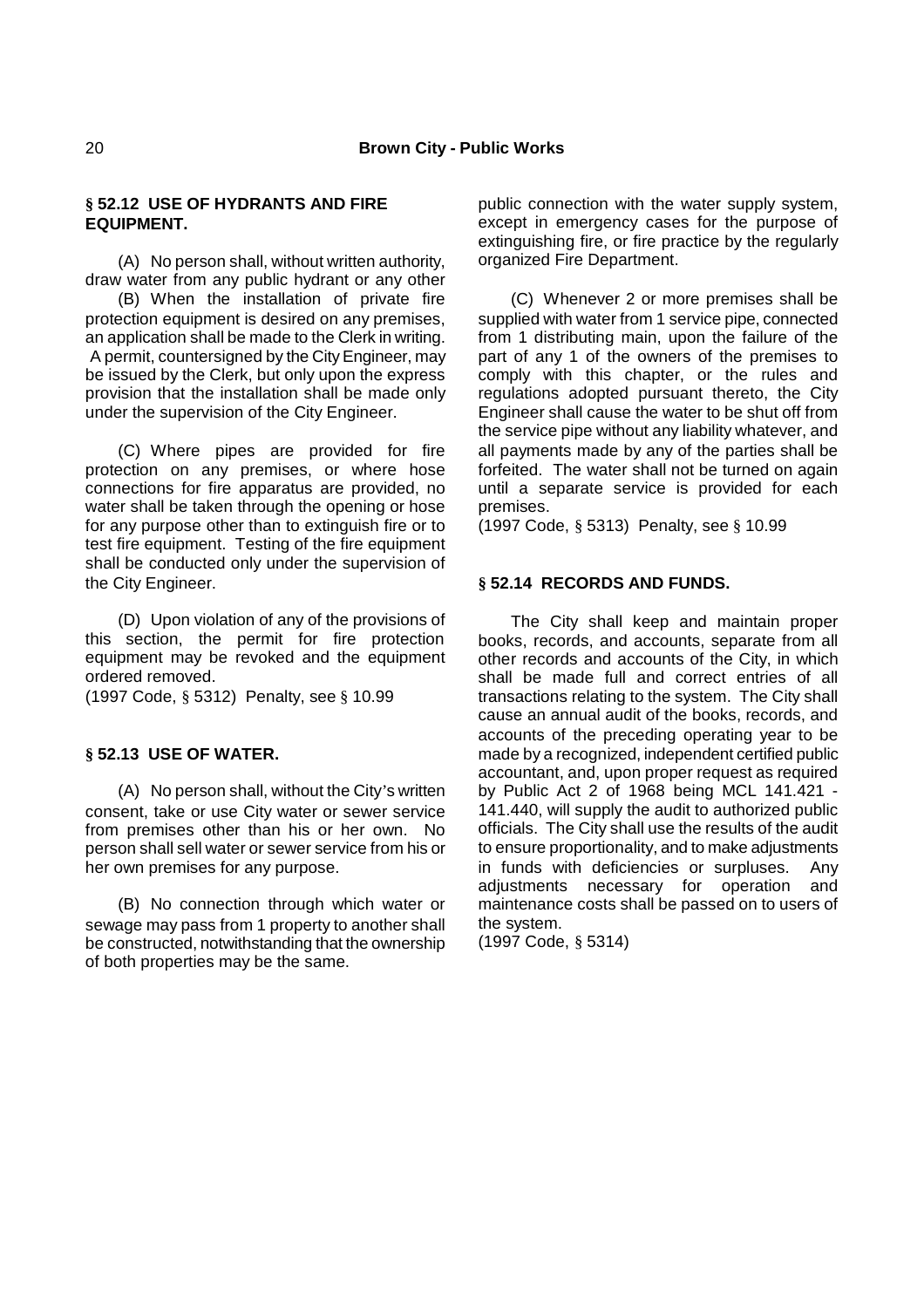### § 52.12 USE OF HYDRANTS AND FIRE EQUIPMENT.

(A) No person shall, without written authority, draw water from any public hydrant or any other public connection with the water supply system, except in emergency cases for the purpose of extinguishing fire, or fire practice by the regularly organized Fire Department.

(B) When the installation of private fire protection equipment is desired on any premises, an application shall be made to the Clerk in writing. A permit, countersigned by the City Engineer, may be issued by the Clerk, but only upon the express provision that the installation shall be made only under the supervision of the City Engineer.

(C) Where pipes are provided for fire protection on any premises, or where hose connections for fire apparatus are provided, no water shall be taken through the opening or hose for any purpose other than to extinguish fire or to test fire equipment. Testing of the fire equipment shall be conducted only under the supervision of the City Engineer.

(D) Upon violation of any of the provisions of this section, the permit for fire protection equipment may be revoked and the equipment ordered removed.

(1997 Code, § 5312) Penalty, see § 10.99

### § 52.13 USE OF WATER.

(A) No person shall, without the City's written consent, take or use City water or sewer service from premises other than his or her own. No person shall sell water or sewer service from his or her own premises for any purpose.

(B) No connection through which water or sewage may pass from 1 property to another shall be constructed, notwithstanding that the ownership of both properties may be the same.

(C) Whenever 2 or more premises shall be supplied with water from 1 service pipe, connected from 1 distributing main, upon the failure of the part of any 1 of the owners of the premises to comply with this chapter, or the rules and regulations adopted pursuant thereto, the City Engineer shall cause the water to be shut off from the service pipe without any liability whatever, and all payments made by any of the parties shall be forfeited. The water shall not be turned on again until a separate service is provided for each premises.

(1997 Code, § 5313) Penalty, see § 10.99

### § 52.14 RECORDS AND FUNDS.

The City shall keep and maintain proper books, records, and accounts, separate from all other records and accounts of the City, in which shall be made full and correct entries of all transactions relating to the system. The City shall cause an annual audit of the books, records, and accounts of the preceding operating year to be made by a recognized, independent certified public accountant, and, upon proper request as required by Public Act 2 of 1968 being MCL 141.421 - 141.440, will supply the audit to authorized public officials. The City shall use the results of the audit to ensure proportionality, and to make adjustments in funds with deficiencies or surpluses. Any adjustments necessary for operation and maintenance costs shall be passed on to users of the system.

(1997 Code, § 5314)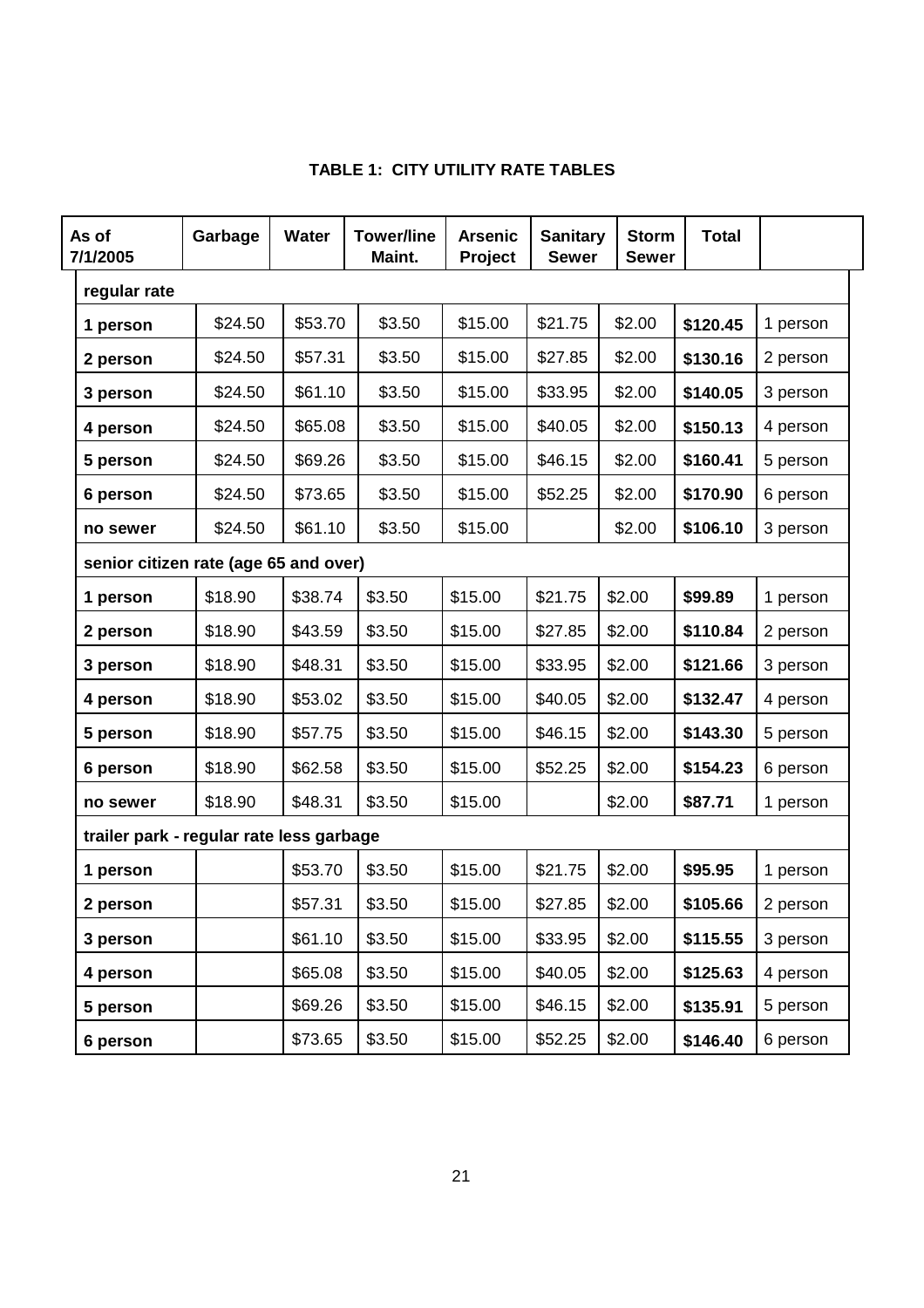**TABLE 1: CITY UTILITY RATE TABLES**

| As of 7/1/2005 | Garbage | Water | Tower/line Maint. | Arsenic Project | Sanitary Sewer | Storm Sewer | Total | |
|---|---|---|---|---|---|---|---|---|
| **regular rate** | | | | | | | | |
| **1 person** | $24.50 | $53.70 | $3.50 | $15.00 | $21.75 | $2.00 | **$120.45** | 1 person |
| **2 person** | $24.50 | $57.31 | $3.50 | $15.00 | $27.85 | $2.00 | **$130.16** | 2 person |
| **3 person** | $24.50 | $61.10 | $3.50 | $15.00 | $33.95 | $2.00 | **$140.05** | 3 person |
| **4 person** | $24.50 | $65.08 | $3.50 | $15.00 | $40.05 | $2.00 | **$150.13** | 4 person |
| **5 person** | $24.50 | $69.26 | $3.50 | $15.00 | $46.15 | $2.00 | **$160.41** | 5 person |
| **6 person** | $24.50 | $73.65 | $3.50 | $15.00 | $52.25 | $2.00 | **$170.90** | 6 person |
| **no sewer** | $24.50 | $61.10 | $3.50 | $15.00 | | $2.00 | **$106.10** | 3 person |
| **senior citizen rate (age 65 and over)** | | | | | | | | |
| **1 person** | $18.90 | $38.74 | $3.50 | $15.00 | $21.75 | $2.00 | **$99.89** | 1 person |
| **2 person** | $18.90 | $43.59 | $3.50 | $15.00 | $27.85 | $2.00 | **$110.84** | 2 person |
| **3 person** | $18.90 | $48.31 | $3.50 | $15.00 | $33.95 | $2.00 | **$121.66** | 3 person |
| **4 person** | $18.90 | $53.02 | $3.50 | $15.00 | $40.05 | $2.00 | **$132.47** | 4 person |
| **5 person** | $18.90 | $57.75 | $3.50 | $15.00 | $46.15 | $2.00 | **$143.30** | 5 person |
| **6 person** | $18.90 | $62.58 | $3.50 | $15.00 | $52.25 | $2.00 | **$154.23** | 6 person |
| **no sewer** | $18.90 | $48.31 | $3.50 | $15.00 | | $2.00 | **$87.71** | 1 person |
| **trailer park - regular rate less garbage** | | | | | | | | |
| **1 person** | | $53.70 | $3.50 | $15.00 | $21.75 | $2.00 | **$95.95** | 1 person |
| **2 person** | | $57.31 | $3.50 | $15.00 | $27.85 | $2.00 | **$105.66** | 2 person |
| **3 person** | | $61.10 | $3.50 | $15.00 | $33.95 | $2.00 | **$115.55** | 3 person |
| **4 person** | | $65.08 | $3.50 | $15.00 | $40.05 | $2.00 | **$125.63** | 4 person |
| **5 person** | | $69.26 | $3.50 | $15.00 | $46.15 | $2.00 | **$135.91** | 5 person |
| **6 person** | | $73.65 | $3.50 | $15.00 | $52.25 | $2.00 | **$146.40** | 6 person |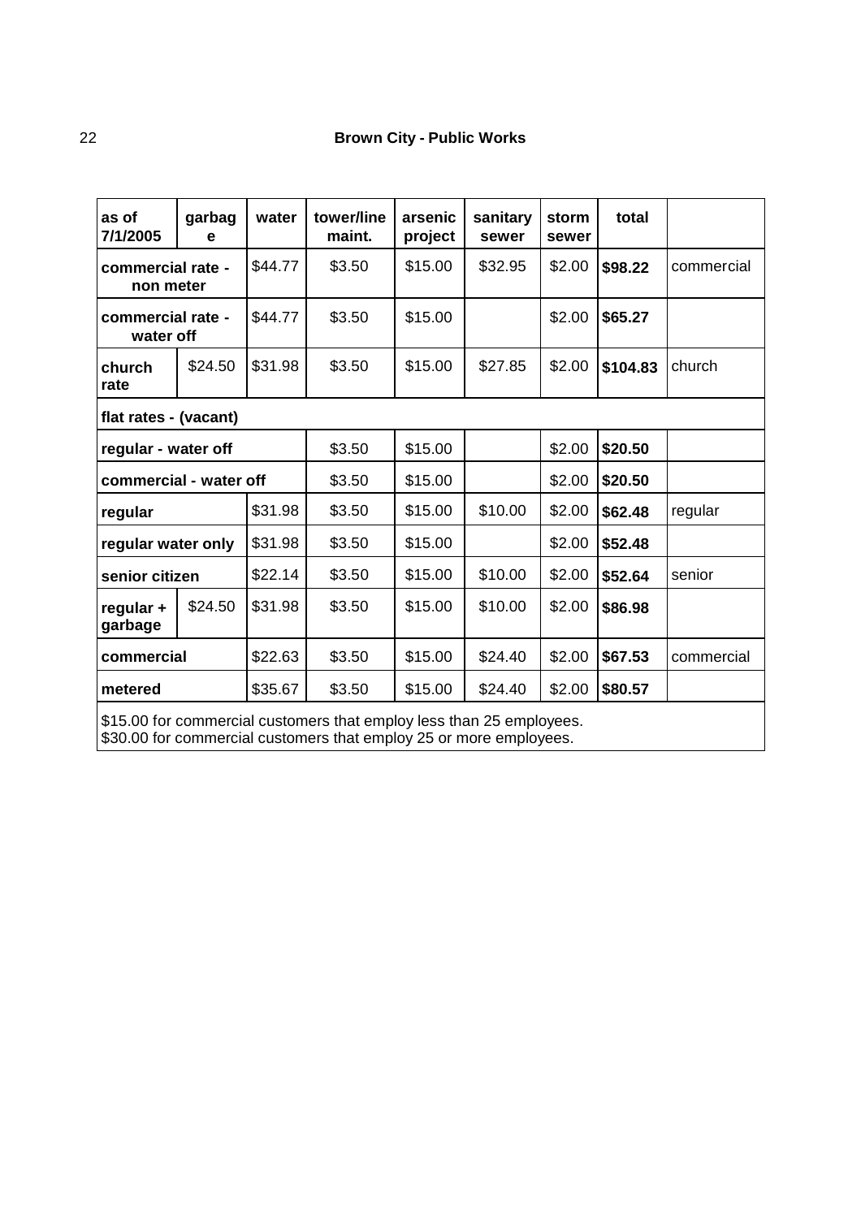## Brown City - Public Works

| as of 7/1/2005 | garbage | water | tower/line maint. | arsenic project | sanitary sewer | storm sewer | total | |
|---|---|---|---|---|---|---|---|---|
| **commercial rate - non meter** | | $44.77 | $3.50 | $15.00 | $32.95 | $2.00 | **$98.22** | commercial |
| **commercial rate - water off** | | $44.77 | $3.50 | $15.00 | | $2.00 | **$65.27** | |
| **church rate** | $24.50 | $31.98 | $3.50 | $15.00 | $27.85 | $2.00 | **$104.83** | church |
| **flat rates - (vacant)** | | | | | | | | |
| **regular - water off** | | | $3.50 | $15.00 | | $2.00 | **$20.50** | |
| **commercial - water off** | | | $3.50 | $15.00 | | $2.00 | **$20.50** | |
| **regular** | | $31.98 | $3.50 | $15.00 | $10.00 | $2.00 | **$62.48** | regular |
| **regular water only** | | $31.98 | $3.50 | $15.00 | | $2.00 | **$52.48** | |
| **senior citizen** | | $22.14 | $3.50 | $15.00 | $10.00 | $2.00 | **$52.64** | senior |
| **regular + garbage** | $24.50 | $31.98 | $3.50 | $15.00 | $10.00 | $2.00 | **$86.98** | |
| **commercial** | | $22.63 | $3.50 | $15.00 | $24.40 | $2.00 | **$67.53** | commercial |
| **metered** | | $35.67 | $3.50 | $15.00 | $24.40 | $2.00 | **$80.57** | |

$15.00 for commercial customers that employ less than 25 employees.
$30.00 for commercial customers that employ 25 or more employees.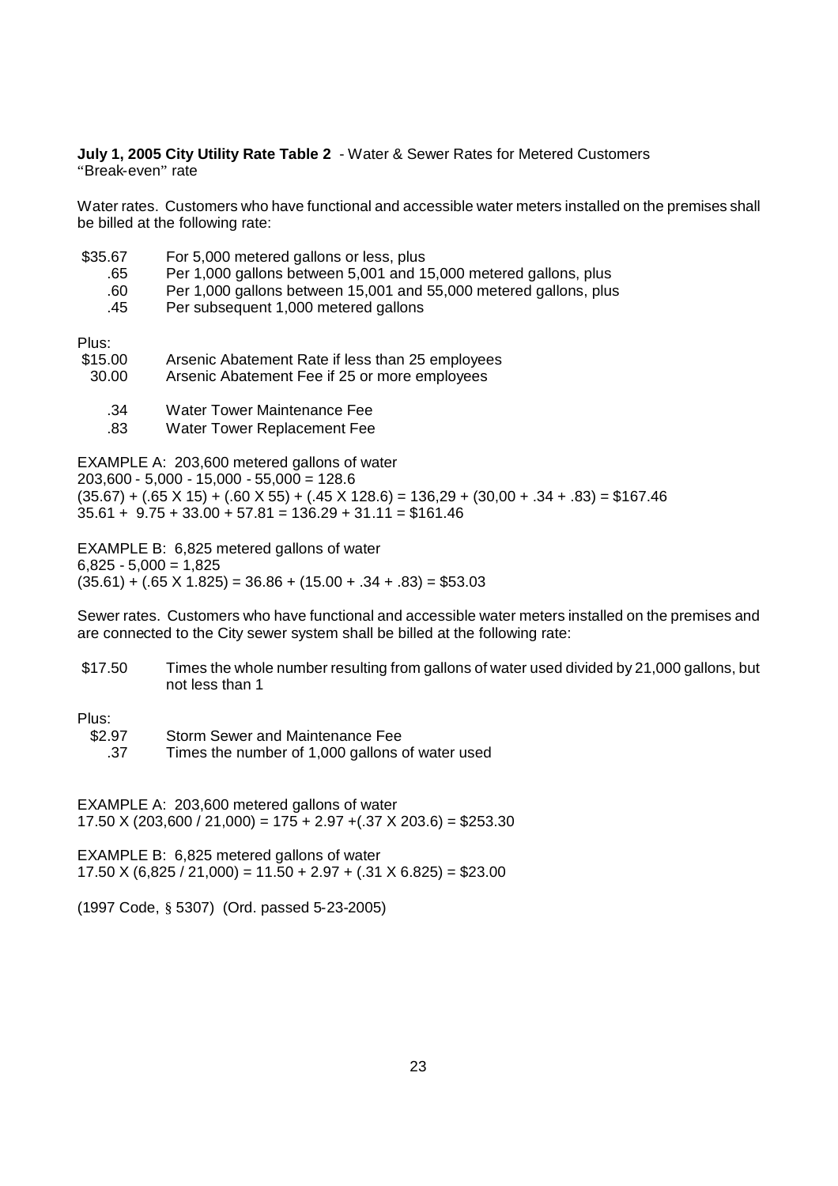**July 1, 2005 City Utility Rate Table 2** - Water & Sewer Rates for Metered Customers
"Break-even" rate

Water rates. Customers who have functional and accessible water meters installed on the premises shall be billed at the following rate:

| | |
|---|---|
| \$35.67 | For 5,000 metered gallons or less, plus |
| .65 | Per 1,000 gallons between 5,001 and 15,000 metered gallons, plus |
| .60 | Per 1,000 gallons between 15,001 and 55,000 metered gallons, plus |
| .45 | Per subsequent 1,000 metered gallons |

Plus:

| | |
|---|---|
| \$15.00 | Arsenic Abatement Rate if less than 25 employees |
| 30.00 | Arsenic Abatement Fee if 25 or more employees |
| .34 | Water Tower Maintenance Fee |
| .83 | Water Tower Replacement Fee |

EXAMPLE A: 203,600 metered gallons of water
203,600 - 5,000 - 15,000 - 55,000 = 128.6
(35.67) + (.65 X 15) + (.60 X 55) + (.45 X 128.6) = 136,29 + (30,00 + .34 + .83) = \$167.46
35.61 + 9.75 + 33.00 + 57.81 = 136.29 + 31.11 = \$161.46

EXAMPLE B: 6,825 metered gallons of water
6,825 - 5,000 = 1,825
(35.61) + (.65 X 1.825) = 36.86 + (15.00 + .34 + .83) = \$53.03

Sewer rates. Customers who have functional and accessible water meters installed on the premises and are connected to the City sewer system shall be billed at the following rate:

| | |
|---|---|
| \$17.50 | Times the whole number resulting from gallons of water used divided by 21,000 gallons, but not less than 1 |

Plus:

| | |
|---|---|
| \$2.97 | Storm Sewer and Maintenance Fee |
| .37 | Times the number of 1,000 gallons of water used |

EXAMPLE A: 203,600 metered gallons of water
17.50 X (203,600 / 21,000) = 175 + 2.97 +(.37 X 203.6) = \$253.30

EXAMPLE B: 6,825 metered gallons of water
17.50 X (6,825 / 21,000) = 11.50 + 2.97 + (.31 X 6.825) = \$23.00

(1997 Code, § 5307) (Ord. passed 5-23-2005)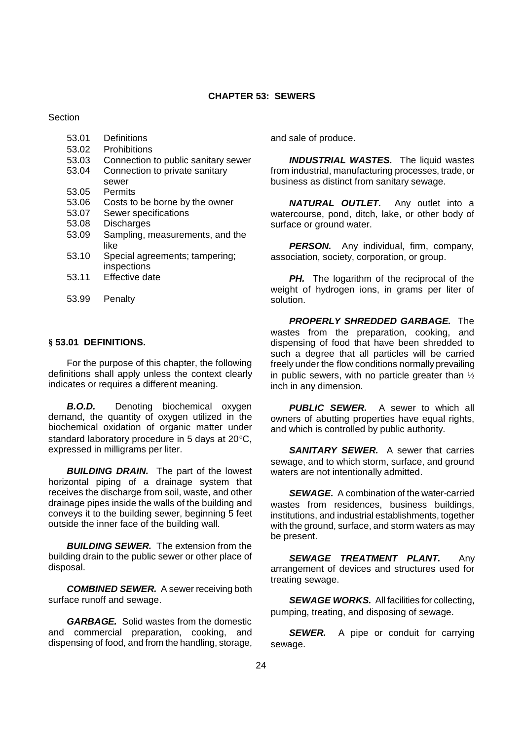# CHAPTER 53: SEWERS

Section

- 53.01 Definitions
- 53.02 Prohibitions
- 53.03 Connection to public sanitary sewer
- 53.04 Connection to private sanitary sewer
- 53.05 Permits
- 53.06 Costs to be borne by the owner
- 53.07 Sewer specifications
- 53.08 Discharges
- 53.09 Sampling, measurements, and the like
- 53.10 Special agreements; tampering; inspections
- 53.11 Effective date

- 53.99 Penalty

## § 53.01 DEFINITIONS.

For the purpose of this chapter, the following definitions shall apply unless the context clearly indicates or requires a different meaning.

***B.O.D.*** Denoting biochemical oxygen demand, the quantity of oxygen utilized in the biochemical oxidation of organic matter under standard laboratory procedure in 5 days at 20°C, expressed in milligrams per liter.

***BUILDING DRAIN.*** The part of the lowest horizontal piping of a drainage system that receives the discharge from soil, waste, and other drainage pipes inside the walls of the building and conveys it to the building sewer, beginning 5 feet outside the inner face of the building wall.

***BUILDING SEWER.*** The extension from the building drain to the public sewer or other place of disposal.

***COMBINED SEWER.*** A sewer receiving both surface runoff and sewage.

***GARBAGE.*** Solid wastes from the domestic and commercial preparation, cooking, and dispensing of food, and from the handling, storage, and sale of produce.

***INDUSTRIAL WASTES.*** The liquid wastes from industrial, manufacturing processes, trade, or business as distinct from sanitary sewage.

***NATURAL OUTLET.*** Any outlet into a watercourse, pond, ditch, lake, or other body of surface or ground water.

***PERSON.*** Any individual, firm, company, association, society, corporation, or group.

***PH.*** The logarithm of the reciprocal of the weight of hydrogen ions, in grams per liter of solution.

***PROPERLY SHREDDED GARBAGE.*** The wastes from the preparation, cooking, and dispensing of food that have been shredded to such a degree that all particles will be carried freely under the flow conditions normally prevailing in public sewers, with no particle greater than ½ inch in any dimension.

***PUBLIC SEWER.*** A sewer to which all owners of abutting properties have equal rights, and which is controlled by public authority.

***SANITARY SEWER.*** A sewer that carries sewage, and to which storm, surface, and ground waters are not intentionally admitted.

***SEWAGE.*** A combination of the water-carried wastes from residences, business buildings, institutions, and industrial establishments, together with the ground, surface, and storm waters as may be present.

***SEWAGE TREATMENT PLANT.*** Any arrangement of devices and structures used for treating sewage.

***SEWAGE WORKS.*** All facilities for collecting, pumping, treating, and disposing of sewage.

***SEWER.*** A pipe or conduit for carrying sewage.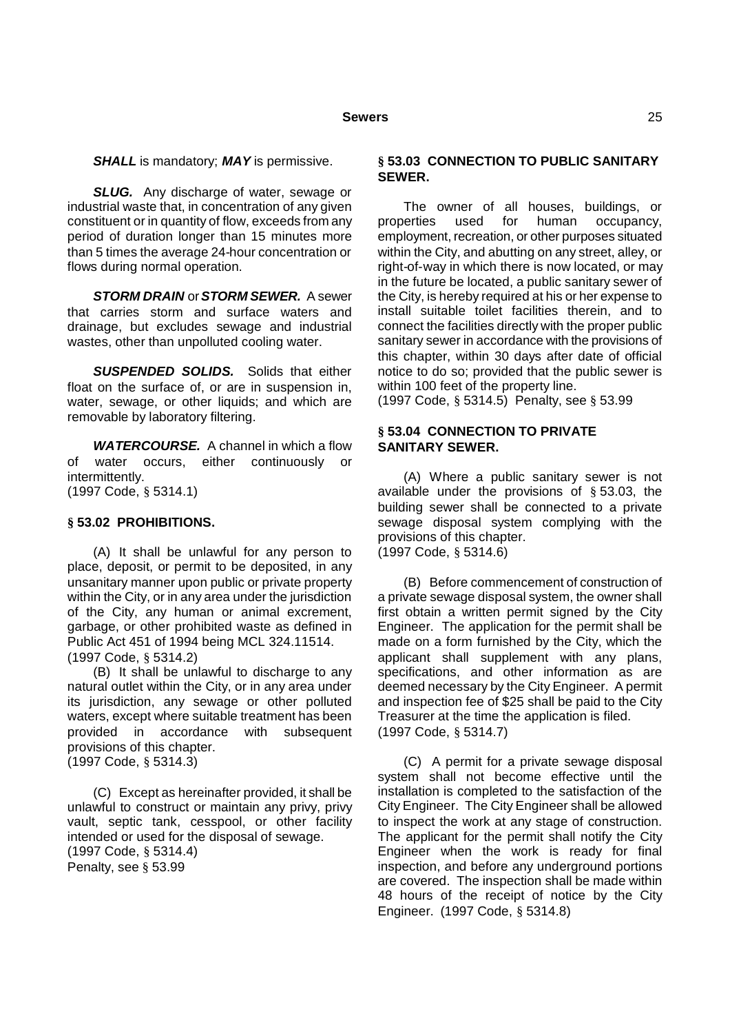***SHALL*** is mandatory; ***MAY*** is permissive.

***SLUG.*** Any discharge of water, sewage or industrial waste that, in concentration of any given constituent or in quantity of flow, exceeds from any period of duration longer than 15 minutes more than 5 times the average 24-hour concentration or flows during normal operation.

***STORM DRAIN*** or ***STORM SEWER.*** A sewer that carries storm and surface waters and drainage, but excludes sewage and industrial wastes, other than unpolluted cooling water.

***SUSPENDED SOLIDS.*** Solids that either float on the surface of, or are in suspension in, water, sewage, or other liquids; and which are removable by laboratory filtering.

***WATERCOURSE.*** A channel in which a flow of water occurs, either continuously or intermittently.
(1997 Code, § 5314.1)

## § 53.02 PROHIBITIONS.

(A) It shall be unlawful for any person to place, deposit, or permit to be deposited, in any unsanitary manner upon public or private property within the City, or in any area under the jurisdiction of the City, any human or animal excrement, garbage, or other prohibited waste as defined in Public Act 451 of 1994 being MCL 324.11514.
(1997 Code, § 5314.2)

(B) It shall be unlawful to discharge to any natural outlet within the City, or in any area under its jurisdiction, any sewage or other polluted waters, except where suitable treatment has been provided in accordance with subsequent provisions of this chapter.
(1997 Code, § 5314.3)

(C) Except as hereinafter provided, it shall be unlawful to construct or maintain any privy, privy vault, septic tank, cesspool, or other facility intended or used for the disposal of sewage.
(1997 Code, § 5314.4)
Penalty, see § 53.99

## § 53.03 CONNECTION TO PUBLIC SANITARY SEWER.

The owner of all houses, buildings, or properties used for human occupancy, employment, recreation, or other purposes situated within the City, and abutting on any street, alley, or right-of-way in which there is now located, or may in the future be located, a public sanitary sewer of the City, is hereby required at his or her expense to install suitable toilet facilities therein, and to connect the facilities directly with the proper public sanitary sewer in accordance with the provisions of this chapter, within 30 days after date of official notice to do so; provided that the public sewer is within 100 feet of the property line.
(1997 Code, § 5314.5) Penalty, see § 53.99

## § 53.04 CONNECTION TO PRIVATE SANITARY SEWER.

(A) Where a public sanitary sewer is not available under the provisions of § 53.03, the building sewer shall be connected to a private sewage disposal system complying with the provisions of this chapter.
(1997 Code, § 5314.6)

(B) Before commencement of construction of a private sewage disposal system, the owner shall first obtain a written permit signed by the City Engineer. The application for the permit shall be made on a form furnished by the City, which the applicant shall supplement with any plans, specifications, and other information as are deemed necessary by the City Engineer. A permit and inspection fee of $25 shall be paid to the City Treasurer at the time the application is filed.
(1997 Code, § 5314.7)

(C) A permit for a private sewage disposal system shall not become effective until the installation is completed to the satisfaction of the City Engineer. The City Engineer shall be allowed to inspect the work at any stage of construction. The applicant for the permit shall notify the City Engineer when the work is ready for final inspection, and before any underground portions are covered. The inspection shall be made within 48 hours of the receipt of notice by the City Engineer. (1997 Code, § 5314.8)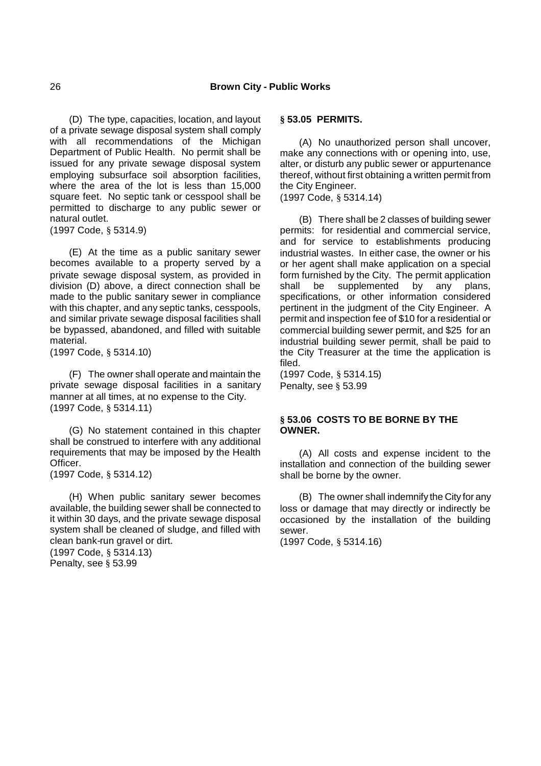(D) The type, capacities, location, and layout of a private sewage disposal system shall comply with all recommendations of the Michigan Department of Public Health. No permit shall be issued for any private sewage disposal system employing subsurface soil absorption facilities, where the area of the lot is less than 15,000 square feet. No septic tank or cesspool shall be permitted to discharge to any public sewer or natural outlet.
(1997 Code, § 5314.9)

(E) At the time as a public sanitary sewer becomes available to a property served by a private sewage disposal system, as provided in division (D) above, a direct connection shall be made to the public sanitary sewer in compliance with this chapter, and any septic tanks, cesspools, and similar private sewage disposal facilities shall be bypassed, abandoned, and filled with suitable material.
(1997 Code, § 5314.10)

(F) The owner shall operate and maintain the private sewage disposal facilities in a sanitary manner at all times, at no expense to the City.
(1997 Code, § 5314.11)

(G) No statement contained in this chapter shall be construed to interfere with any additional requirements that may be imposed by the Health Officer.
(1997 Code, § 5314.12)

(H) When public sanitary sewer becomes available, the building sewer shall be connected to it within 30 days, and the private sewage disposal system shall be cleaned of sludge, and filled with clean bank-run gravel or dirt.
(1997 Code, § 5314.13)
Penalty, see § 53.99

**§ 53.05 PERMITS.**

(A) No unauthorized person shall uncover, make any connections with or opening into, use, alter, or disturb any public sewer or appurtenance thereof, without first obtaining a written permit from the City Engineer.
(1997 Code, § 5314.14)

(B) There shall be 2 classes of building sewer permits: for residential and commercial service, and for service to establishments producing industrial wastes. In either case, the owner or his or her agent shall make application on a special form furnished by the City. The permit application shall be supplemented by any plans, specifications, or other information considered pertinent in the judgment of the City Engineer. A permit and inspection fee of $10 for a residential or commercial building sewer permit, and $25 for an industrial building sewer permit, shall be paid to the City Treasurer at the time the application is filed.
(1997 Code, § 5314.15)
Penalty, see § 53.99

**§ 53.06 COSTS TO BE BORNE BY THE OWNER.**

(A) All costs and expense incident to the installation and connection of the building sewer shall be borne by the owner.

(B) The owner shall indemnify the City for any loss or damage that may directly or indirectly be occasioned by the installation of the building sewer.
(1997 Code, § 5314.16)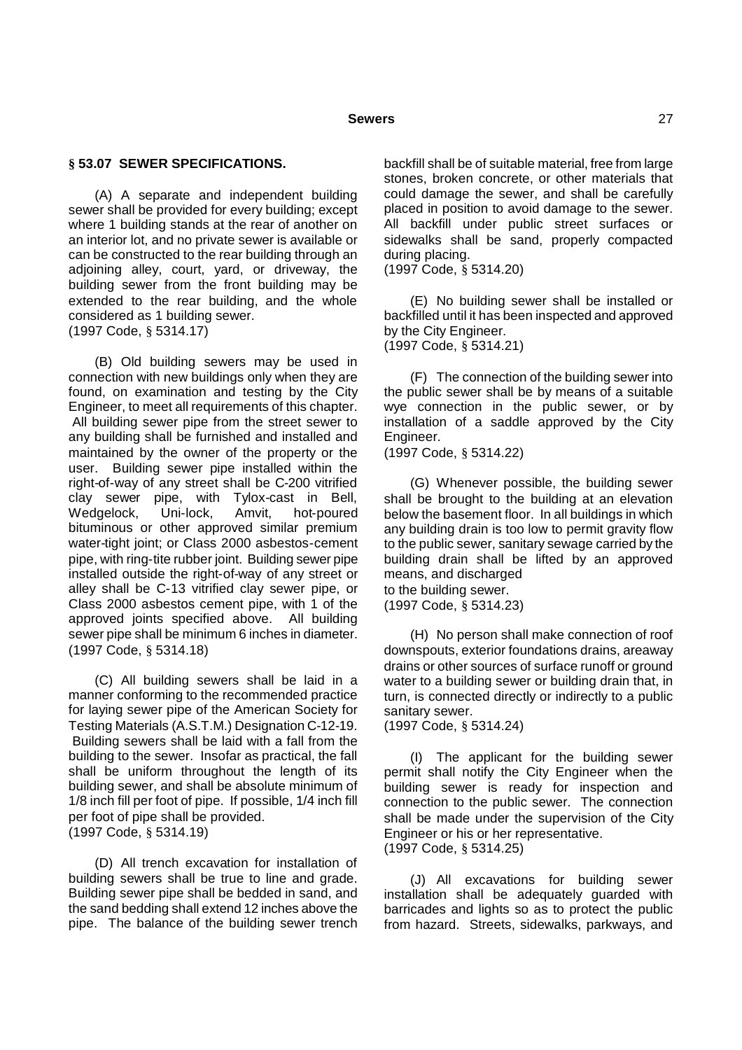### § 53.07 SEWER SPECIFICATIONS.

(A) A separate and independent building sewer shall be provided for every building; except where 1 building stands at the rear of another on an interior lot, and no private sewer is available or can be constructed to the rear building through an adjoining alley, court, yard, or driveway, the building sewer from the front building may be extended to the rear building, and the whole considered as 1 building sewer.
(1997 Code, § 5314.17)

(B) Old building sewers may be used in connection with new buildings only when they are found, on examination and testing by the City Engineer, to meet all requirements of this chapter. All building sewer pipe from the street sewer to any building shall be furnished and installed and maintained by the owner of the property or the user. Building sewer pipe installed within the right-of-way of any street shall be C-200 vitrified clay sewer pipe, with Tylox-cast in Bell, Wedgelock, Uni-lock, Amvit, hot-poured bituminous or other approved similar premium water-tight joint; or Class 2000 asbestos-cement pipe, with ring-tite rubber joint. Building sewer pipe installed outside the right-of-way of any street or alley shall be C-13 vitrified clay sewer pipe, or Class 2000 asbestos cement pipe, with 1 of the approved joints specified above. All building sewer pipe shall be minimum 6 inches in diameter.
(1997 Code, § 5314.18)

(C) All building sewers shall be laid in a manner conforming to the recommended practice for laying sewer pipe of the American Society for Testing Materials (A.S.T.M.) Designation C-12-19. Building sewers shall be laid with a fall from the building to the sewer. Insofar as practical, the fall shall be uniform throughout the length of its building sewer, and shall be absolute minimum of 1/8 inch fill per foot of pipe. If possible, 1/4 inch fill per foot of pipe shall be provided.
(1997 Code, § 5314.19)

(D) All trench excavation for installation of building sewers shall be true to line and grade. Building sewer pipe shall be bedded in sand, and the sand bedding shall extend 12 inches above the pipe. The balance of the building sewer trench backfill shall be of suitable material, free from large stones, broken concrete, or other materials that could damage the sewer, and shall be carefully placed in position to avoid damage to the sewer. All backfill under public street surfaces or sidewalks shall be sand, properly compacted during placing.
(1997 Code, § 5314.20)

(E) No building sewer shall be installed or backfilled until it has been inspected and approved by the City Engineer.
(1997 Code, § 5314.21)

(F) The connection of the building sewer into the public sewer shall be by means of a suitable wye connection in the public sewer, or by installation of a saddle approved by the City Engineer.
(1997 Code, § 5314.22)

(G) Whenever possible, the building sewer shall be brought to the building at an elevation below the basement floor. In all buildings in which any building drain is too low to permit gravity flow to the public sewer, sanitary sewage carried by the building drain shall be lifted by an approved means, and discharged to the building sewer.
(1997 Code, § 5314.23)

(H) No person shall make connection of roof downspouts, exterior foundations drains, areaway drains or other sources of surface runoff or ground water to a building sewer or building drain that, in turn, is connected directly or indirectly to a public sanitary sewer.
(1997 Code, § 5314.24)

(I) The applicant for the building sewer permit shall notify the City Engineer when the building sewer is ready for inspection and connection to the public sewer. The connection shall be made under the supervision of the City Engineer or his or her representative.
(1997 Code, § 5314.25)

(J) All excavations for building sewer installation shall be adequately guarded with barricades and lights so as to protect the public from hazard. Streets, sidewalks, parkways, and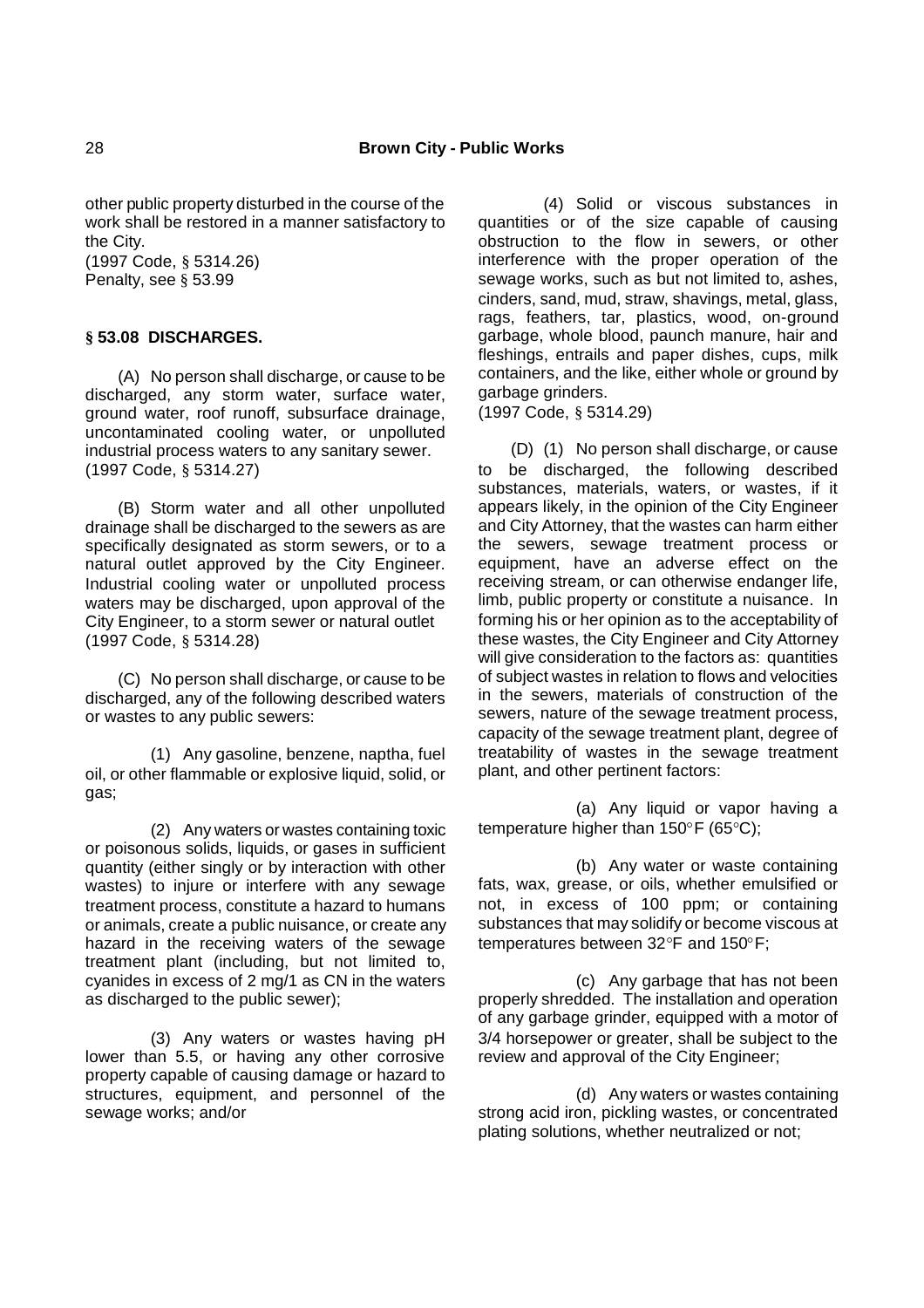other public property disturbed in the course of the work shall be restored in a manner satisfactory to the City.
(1997 Code, § 5314.26)
Penalty, see § 53.99

### § 53.08 DISCHARGES.

(A) No person shall discharge, or cause to be discharged, any storm water, surface water, ground water, roof runoff, subsurface drainage, uncontaminated cooling water, or unpolluted industrial process waters to any sanitary sewer.
(1997 Code, § 5314.27)

(B) Storm water and all other unpolluted drainage shall be discharged to the sewers as are specifically designated as storm sewers, or to a natural outlet approved by the City Engineer. Industrial cooling water or unpolluted process waters may be discharged, upon approval of the City Engineer, to a storm sewer or natural outlet
(1997 Code, § 5314.28)

(C) No person shall discharge, or cause to be discharged, any of the following described waters or wastes to any public sewers:

(1) Any gasoline, benzene, naptha, fuel oil, or other flammable or explosive liquid, solid, or gas;

(2) Any waters or wastes containing toxic or poisonous solids, liquids, or gases in sufficient quantity (either singly or by interaction with other wastes) to injure or interfere with any sewage treatment process, constitute a hazard to humans or animals, create a public nuisance, or create any hazard in the receiving waters of the sewage treatment plant (including, but not limited to, cyanides in excess of 2 mg/1 as CN in the waters as discharged to the public sewer);

(3) Any waters or wastes having pH lower than 5.5, or having any other corrosive property capable of causing damage or hazard to structures, equipment, and personnel of the sewage works; and/or

(4) Solid or viscous substances in quantities or of the size capable of causing obstruction to the flow in sewers, or other interference with the proper operation of the sewage works, such as but not limited to, ashes, cinders, sand, mud, straw, shavings, metal, glass, rags, feathers, tar, plastics, wood, on-ground garbage, whole blood, paunch manure, hair and fleshings, entrails and paper dishes, cups, milk containers, and the like, either whole or ground by garbage grinders.
(1997 Code, § 5314.29)

(D) (1) No person shall discharge, or cause to be discharged, the following described substances, materials, waters, or wastes, if it appears likely, in the opinion of the City Engineer and City Attorney, that the wastes can harm either the sewers, sewage treatment process or equipment, have an adverse effect on the receiving stream, or can otherwise endanger life, limb, public property or constitute a nuisance. In forming his or her opinion as to the acceptability of these wastes, the City Engineer and City Attorney will give consideration to the factors as: quantities of subject wastes in relation to flows and velocities in the sewers, materials of construction of the sewers, nature of the sewage treatment process, capacity of the sewage treatment plant, degree of treatability of wastes in the sewage treatment plant, and other pertinent factors:

(a) Any liquid or vapor having a temperature higher than 150°F (65°C);

(b) Any water or waste containing fats, wax, grease, or oils, whether emulsified or not, in excess of 100 ppm; or containing substances that may solidify or become viscous at temperatures between 32°F and 150°F;

(c) Any garbage that has not been properly shredded. The installation and operation of any garbage grinder, equipped with a motor of 3/4 horsepower or greater, shall be subject to the review and approval of the City Engineer;

(d) Any waters or wastes containing strong acid iron, pickling wastes, or concentrated plating solutions, whether neutralized or not;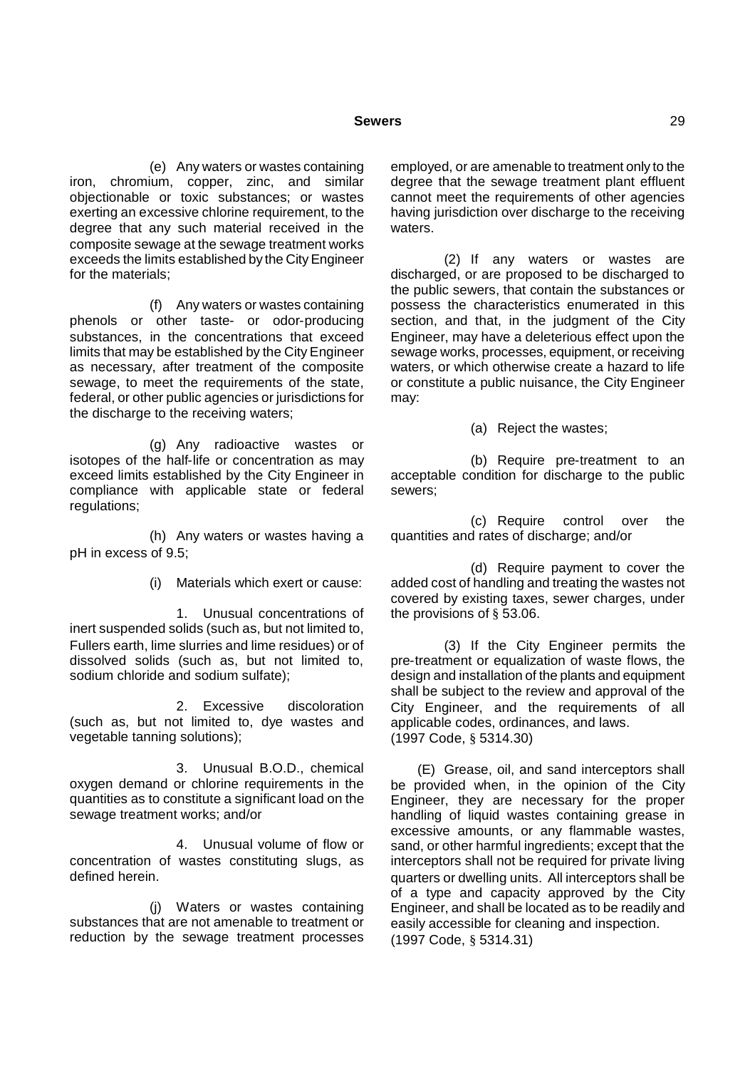(e) Any waters or wastes containing iron, chromium, copper, zinc, and similar objectionable or toxic substances; or wastes exerting an excessive chlorine requirement, to the degree that any such material received in the composite sewage at the sewage treatment works exceeds the limits established by the City Engineer for the materials;

(f) Any waters or wastes containing phenols or other taste- or odor-producing substances, in the concentrations that exceed limits that may be established by the City Engineer as necessary, after treatment of the composite sewage, to meet the requirements of the state, federal, or other public agencies or jurisdictions for the discharge to the receiving waters;

(g) Any radioactive wastes or isotopes of the half-life or concentration as may exceed limits established by the City Engineer in compliance with applicable state or federal regulations;

(h) Any waters or wastes having a pH in excess of 9.5;

(i) Materials which exert or cause:

1. Unusual concentrations of inert suspended solids (such as, but not limited to, Fullers earth, lime slurries and lime residues) or of dissolved solids (such as, but not limited to, sodium chloride and sodium sulfate);

2. Excessive discoloration (such as, but not limited to, dye wastes and vegetable tanning solutions);

3. Unusual B.O.D., chemical oxygen demand or chlorine requirements in the quantities as to constitute a significant load on the sewage treatment works; and/or

4. Unusual volume of flow or concentration of wastes constituting slugs, as defined herein.

(j) Waters or wastes containing substances that are not amenable to treatment or reduction by the sewage treatment processes employed, or are amenable to treatment only to the degree that the sewage treatment plant effluent cannot meet the requirements of other agencies having jurisdiction over discharge to the receiving waters.

(2) If any waters or wastes are discharged, or are proposed to be discharged to the public sewers, that contain the substances or possess the characteristics enumerated in this section, and that, in the judgment of the City Engineer, may have a deleterious effect upon the sewage works, processes, equipment, or receiving waters, or which otherwise create a hazard to life or constitute a public nuisance, the City Engineer may:

(a) Reject the wastes;

(b) Require pre-treatment to an acceptable condition for discharge to the public sewers;

(c) Require control over the quantities and rates of discharge; and/or

(d) Require payment to cover the added cost of handling and treating the wastes not covered by existing taxes, sewer charges, under the provisions of § 53.06.

(3) If the City Engineer permits the pre-treatment or equalization of waste flows, the design and installation of the plants and equipment shall be subject to the review and approval of the City Engineer, and the requirements of all applicable codes, ordinances, and laws.
(1997 Code, § 5314.30)

(E) Grease, oil, and sand interceptors shall be provided when, in the opinion of the City Engineer, they are necessary for the proper handling of liquid wastes containing grease in excessive amounts, or any flammable wastes, sand, or other harmful ingredients; except that the interceptors shall not be required for private living quarters or dwelling units. All interceptors shall be of a type and capacity approved by the City Engineer, and shall be located as to be readily and easily accessible for cleaning and inspection.
(1997 Code, § 5314.31)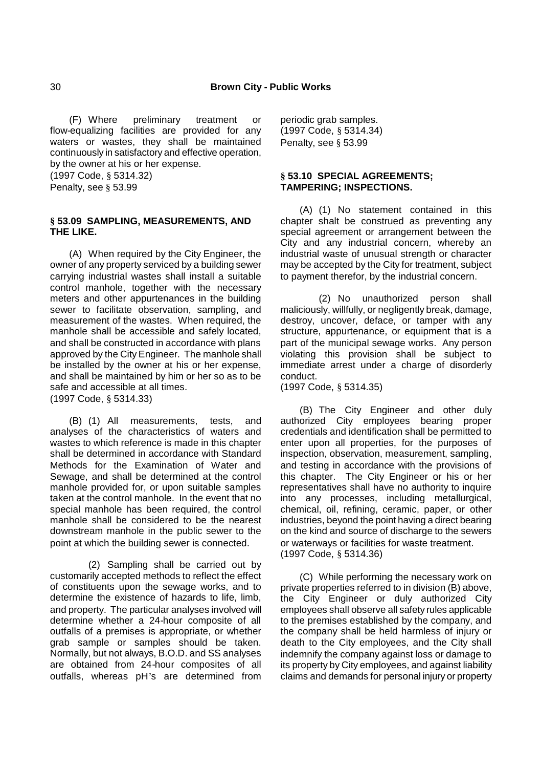(F) Where preliminary treatment or flow-equalizing facilities are provided for any waters or wastes, they shall be maintained continuously in satisfactory and effective operation, by the owner at his or her expense.
(1997 Code, § 5314.32)
Penalty, see § 53.99

### § 53.09 SAMPLING, MEASUREMENTS, AND THE LIKE.

(A) When required by the City Engineer, the owner of any property serviced by a building sewer carrying industrial wastes shall install a suitable control manhole, together with the necessary meters and other appurtenances in the building sewer to facilitate observation, sampling, and measurement of the wastes. When required, the manhole shall be accessible and safely located, and shall be constructed in accordance with plans approved by the City Engineer. The manhole shall be installed by the owner at his or her expense, and shall be maintained by him or her so as to be safe and accessible at all times.
(1997 Code, § 5314.33)

(B) (1) All measurements, tests, and analyses of the characteristics of waters and wastes to which reference is made in this chapter shall be determined in accordance with Standard Methods for the Examination of Water and Sewage, and shall be determined at the control manhole provided for, or upon suitable samples taken at the control manhole. In the event that no special manhole has been required, the control manhole shall be considered to be the nearest downstream manhole in the public sewer to the point at which the building sewer is connected.

(2) Sampling shall be carried out by customarily accepted methods to reflect the effect of constituents upon the sewage works, and to determine the existence of hazards to life, limb, and property. The particular analyses involved will determine whether a 24-hour composite of all outfalls of a premises is appropriate, or whether grab sample or samples should be taken. Normally, but not always, B.O.D. and SS analyses are obtained from 24-hour composites of all outfalls, whereas pH's are determined from periodic grab samples.
(1997 Code, § 5314.34)
Penalty, see § 53.99

### § 53.10 SPECIAL AGREEMENTS; TAMPERING; INSPECTIONS.

(A) (1) No statement contained in this chapter shalt be construed as preventing any special agreement or arrangement between the City and any industrial concern, whereby an industrial waste of unusual strength or character may be accepted by the City for treatment, subject to payment therefor, by the industrial concern.

(2) No unauthorized person shall maliciously, willfully, or negligently break, damage, destroy, uncover, deface, or tamper with any structure, appurtenance, or equipment that is a part of the municipal sewage works. Any person violating this provision shall be subject to immediate arrest under a charge of disorderly conduct.
(1997 Code, § 5314.35)

(B) The City Engineer and other duly authorized City employees bearing proper credentials and identification shall be permitted to enter upon all properties, for the purposes of inspection, observation, measurement, sampling, and testing in accordance with the provisions of this chapter. The City Engineer or his or her representatives shall have no authority to inquire into any processes, including metallurgical, chemical, oil, refining, ceramic, paper, or other industries, beyond the point having a direct bearing on the kind and source of discharge to the sewers or waterways or facilities for waste treatment.
(1997 Code, § 5314.36)

(C) While performing the necessary work on private properties referred to in division (B) above, the City Engineer or duly authorized City employees shall observe all safety rules applicable to the premises established by the company, and the company shall be held harmless of injury or death to the City employees, and the City shall indemnify the company against loss or damage to its property by City employees, and against liability claims and demands for personal injury or property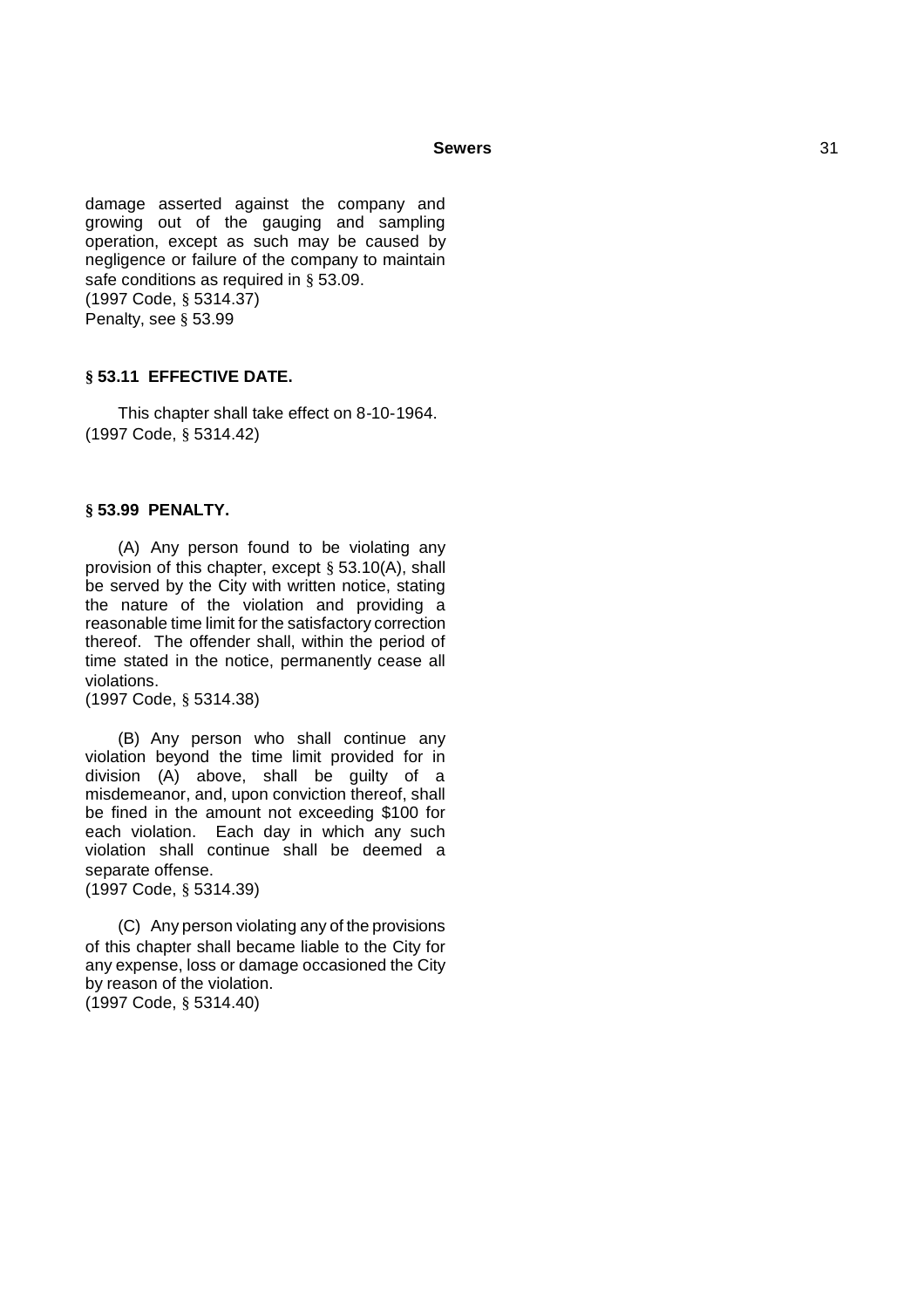damage asserted against the company and growing out of the gauging and sampling operation, except as such may be caused by negligence or failure of the company to maintain safe conditions as required in § 53.09.
(1997 Code, § 5314.37)
Penalty, see § 53.99

### § 53.11 EFFECTIVE DATE.

This chapter shall take effect on 8-10-1964.
(1997 Code, § 5314.42)

### § 53.99 PENALTY.

(A) Any person found to be violating any provision of this chapter, except § 53.10(A), shall be served by the City with written notice, stating the nature of the violation and providing a reasonable time limit for the satisfactory correction thereof. The offender shall, within the period of time stated in the notice, permanently cease all violations.
(1997 Code, § 5314.38)

(B) Any person who shall continue any violation beyond the time limit provided for in division (A) above, shall be guilty of a misdemeanor, and, upon conviction thereof, shall be fined in the amount not exceeding $100 for each violation. Each day in which any such violation shall continue shall be deemed a separate offense.
(1997 Code, § 5314.39)

(C) Any person violating any of the provisions of this chapter shall became liable to the City for any expense, loss or damage occasioned the City by reason of the violation.
(1997 Code, § 5314.40)